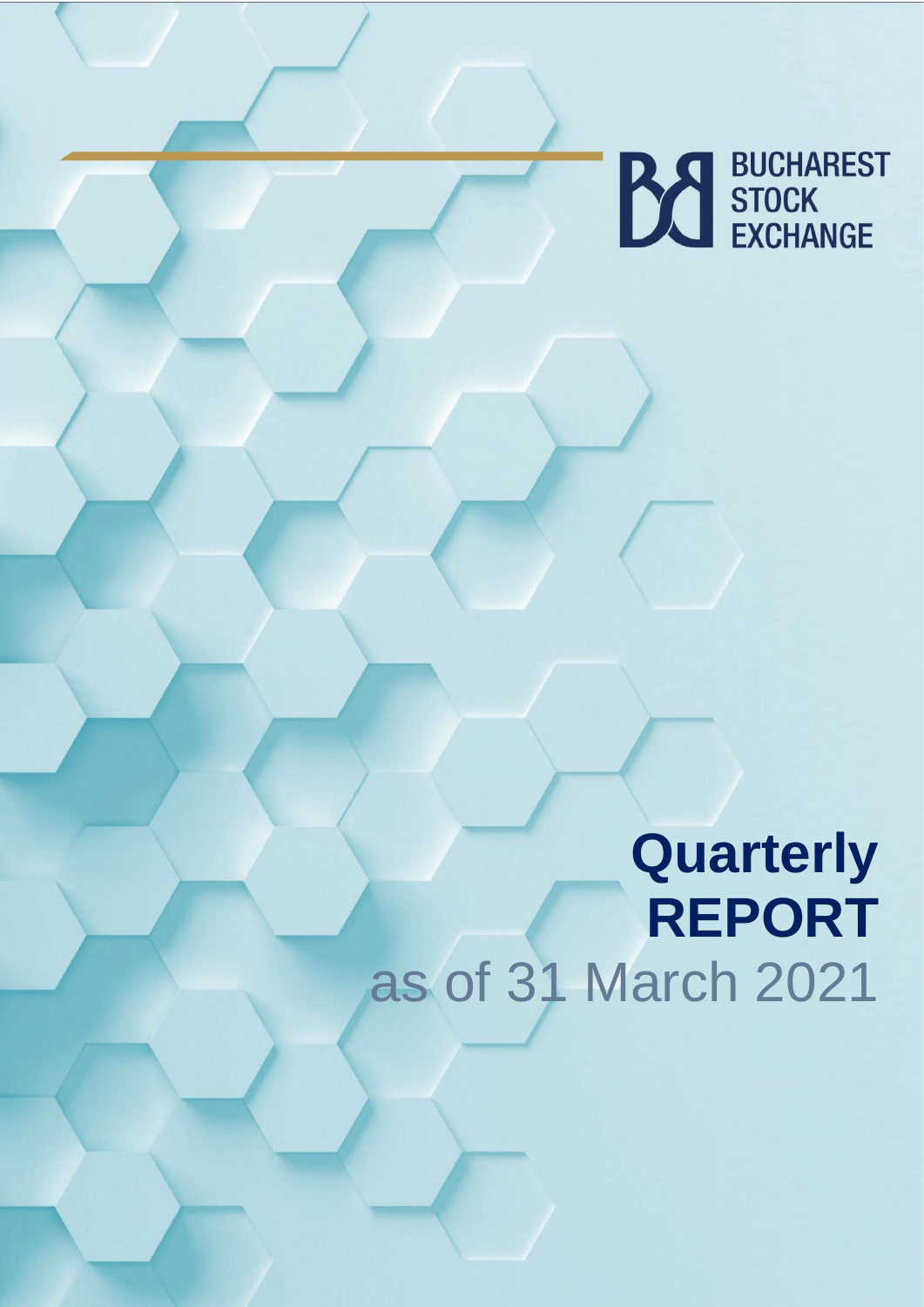BUCHAREST STOCK EXCHANGE

# Quarterly REPORT

as of 31 March 2021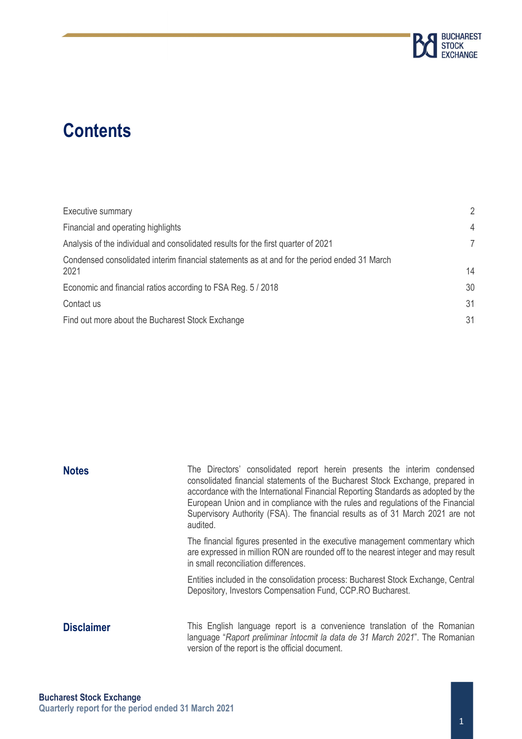# Contents

| | |
|---|---|
| Executive summary | 2 |
| Financial and operating highlights | 4 |
| Analysis of the individual and consolidated results for the first quarter of 2021 | 7 |
| Condensed consolidated interim financial statements as at and for the period ended 31 March 2021 | 14 |
| Economic and financial ratios according to FSA Reg. 5 / 2018 | 30 |
| Contact us | 31 |
| Find out more about the Bucharest Stock Exchange | 31 |

## Notes

The Directors' consolidated report herein presents the interim condensed consolidated financial statements of the Bucharest Stock Exchange, prepared in accordance with the International Financial Reporting Standards as adopted by the European Union and in compliance with the rules and regulations of the Financial Supervisory Authority (FSA). The financial results as of 31 March 2021 are not audited.

The financial figures presented in the executive management commentary which are expressed in million RON are rounded off to the nearest integer and may result in small reconciliation differences.

Entities included in the consolidation process: Bucharest Stock Exchange, Central Depository, Investors Compensation Fund, CCP.RO Bucharest.

## Disclaimer

This English language report is a convenience translation of the Romanian language "*Raport preliminar întocmit la data de 31 March 2021*". The Romanian version of the report is the official document.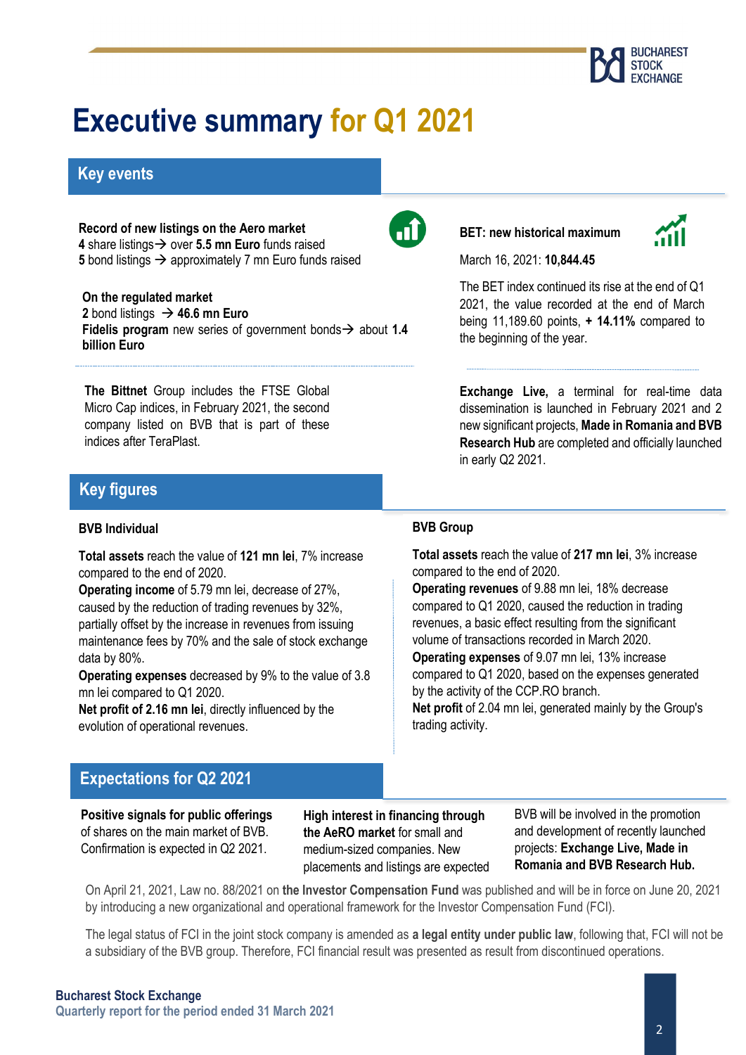# Executive summary for Q1 2021

## Key events

**Record of new listings on the Aero market**
**4** share listings→ over **5.5 mn Euro** funds raised
**5** bond listings → approximately 7 mn Euro funds raised

**On the regulated market**
**2** bond listings → **46.6 mn Euro**
**Fidelis program** new series of government bonds→ about **1.4 billion Euro**

**The Bittnet** Group includes the FTSE Global Micro Cap indices, in February 2021, the second company listed on BVB that is part of these indices after TeraPlast.

**BET: new historical maximum**

March 16, 2021: **10,844.45**

The BET index continued its rise at the end of Q1 2021, the value recorded at the end of March being 11,189.60 points, **+ 14.11%** compared to the beginning of the year.

**Exchange Live,** a terminal for real-time data dissemination is launched in February 2021 and 2 new significant projects, **Made in Romania and BVB Research Hub** are completed and officially launched in early Q2 2021.

## Key figures

### BVB Individual

**Total assets** reach the value of **121 mn lei**, 7% increase compared to the end of 2020.
**Operating income** of 5.79 mn lei, decrease of 27%, caused by the reduction of trading revenues by 32%, partially offset by the increase in revenues from issuing maintenance fees by 70% and the sale of stock exchange data by 80%.
**Operating expenses** decreased by 9% to the value of 3.8 mn lei compared to Q1 2020.
**Net profit of 2.16 mn lei**, directly influenced by the evolution of operational revenues.

### BVB Group

**Total assets** reach the value of **217 mn lei**, 3% increase compared to the end of 2020.
**Operating revenues** of 9.88 mn lei, 18% decrease compared to Q1 2020, caused the reduction in trading revenues, a basic effect resulting from the significant volume of transactions recorded in March 2020.
**Operating expenses** of 9.07 mn lei, 13% increase compared to Q1 2020, based on the expenses generated by the activity of the CCP.RO branch.
**Net profit** of 2.04 mn lei, generated mainly by the Group's trading activity.

## Expectations for Q2 2021

**Positive signals for public offerings** of shares on the main market of BVB. Confirmation is expected in Q2 2021.

**High interest in financing through the AeRO market** for small and medium-sized companies. New placements and listings are expected

BVB will be involved in the promotion and development of recently launched projects: **Exchange Live, Made in Romania and BVB Research Hub.**

On April 21, 2021, Law no. 88/2021 on **the Investor Compensation Fund** was published and will be in force on June 20, 2021 by introducing a new organizational and operational framework for the Investor Compensation Fund (FCI).

The legal status of FCI in the joint stock company is amended as **a legal entity under public law**, following that, FCI will not be a subsidiary of the BVB group. Therefore, FCI financial result was presented as result from discontinued operations.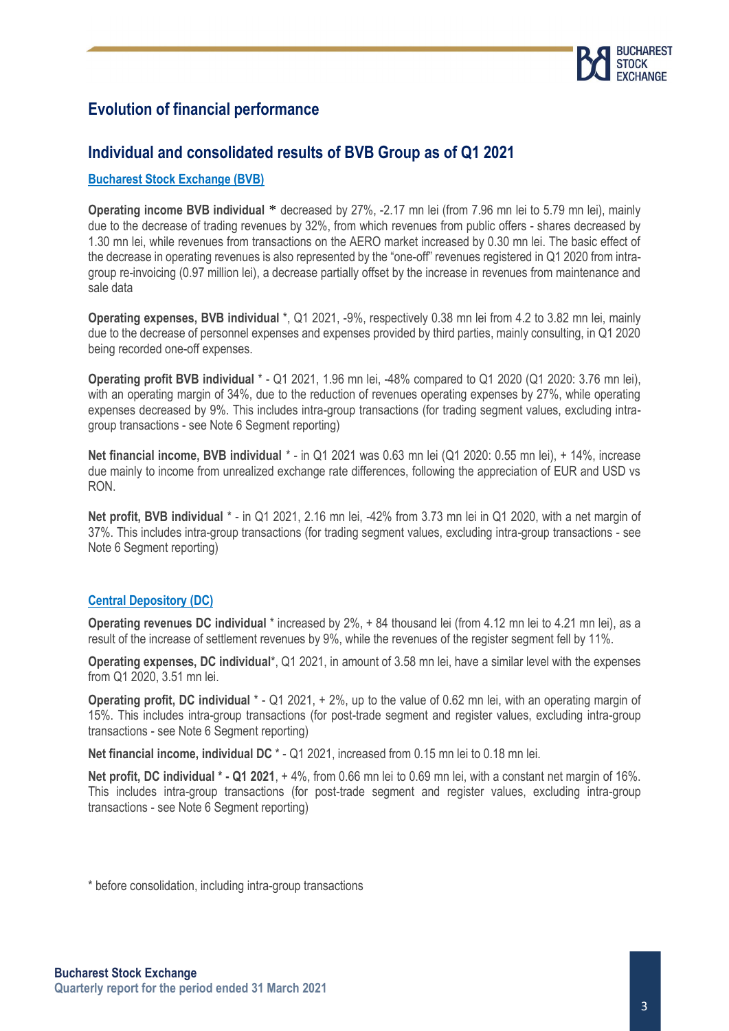## Evolution of financial performance

## Individual and consolidated results of BVB Group as of Q1 2021

### Bucharest Stock Exchange (BVB)

**Operating income BVB individual \*** decreased by 27%, -2.17 mn lei (from 7.96 mn lei to 5.79 mn lei), mainly due to the decrease of trading revenues by 32%, from which revenues from public offers - shares decreased by 1.30 mn lei, while revenues from transactions on the AERO market increased by 0.30 mn lei. The basic effect of the decrease in operating revenues is also represented by the "one-off" revenues registered in Q1 2020 from intra-group re-invoicing (0.97 million lei), a decrease partially offset by the increase in revenues from maintenance and sale data

**Operating expenses, BVB individual** \*, Q1 2021, -9%, respectively 0.38 mn lei from 4.2 to 3.82 mn lei, mainly due to the decrease of personnel expenses and expenses provided by third parties, mainly consulting, in Q1 2020 being recorded one-off expenses.

**Operating profit BVB individual** \* - Q1 2021, 1.96 mn lei, -48% compared to Q1 2020 (Q1 2020: 3.76 mn lei), with an operating margin of 34%, due to the reduction of revenues operating expenses by 27%, while operating expenses decreased by 9%. This includes intra-group transactions (for trading segment values, excluding intra-group transactions - see Note 6 Segment reporting)

**Net financial income, BVB individual** \* - in Q1 2021 was 0.63 mn lei (Q1 2020: 0.55 mn lei), + 14%, increase due mainly to income from unrealized exchange rate differences, following the appreciation of EUR and USD vs RON.

**Net profit, BVB individual** \* - in Q1 2021, 2.16 mn lei, -42% from 3.73 mn lei in Q1 2020, with a net margin of 37%. This includes intra-group transactions (for trading segment values, excluding intra-group transactions - see Note 6 Segment reporting)

### Central Depository (DC)

**Operating revenues DC individual** \* increased by 2%, + 84 thousand lei (from 4.12 mn lei to 4.21 mn lei), as a result of the increase of settlement revenues by 9%, while the revenues of the register segment fell by 11%.

**Operating expenses, DC individual**\*, Q1 2021, in amount of 3.58 mn lei, have a similar level with the expenses from Q1 2020, 3.51 mn lei.

**Operating profit, DC individual** \* - Q1 2021, + 2%, up to the value of 0.62 mn lei, with an operating margin of 15%. This includes intra-group transactions (for post-trade segment and register values, excluding intra-group transactions - see Note 6 Segment reporting)

**Net financial income, individual DC** \* - Q1 2021, increased from 0.15 mn lei to 0.18 mn lei.

**Net profit, DC individual \* - Q1 2021**, + 4%, from 0.66 mn lei to 0.69 mn lei, with a constant net margin of 16%. This includes intra-group transactions (for post-trade segment and register values, excluding intra-group transactions - see Note 6 Segment reporting)

\* before consolidation, including intra-group transactions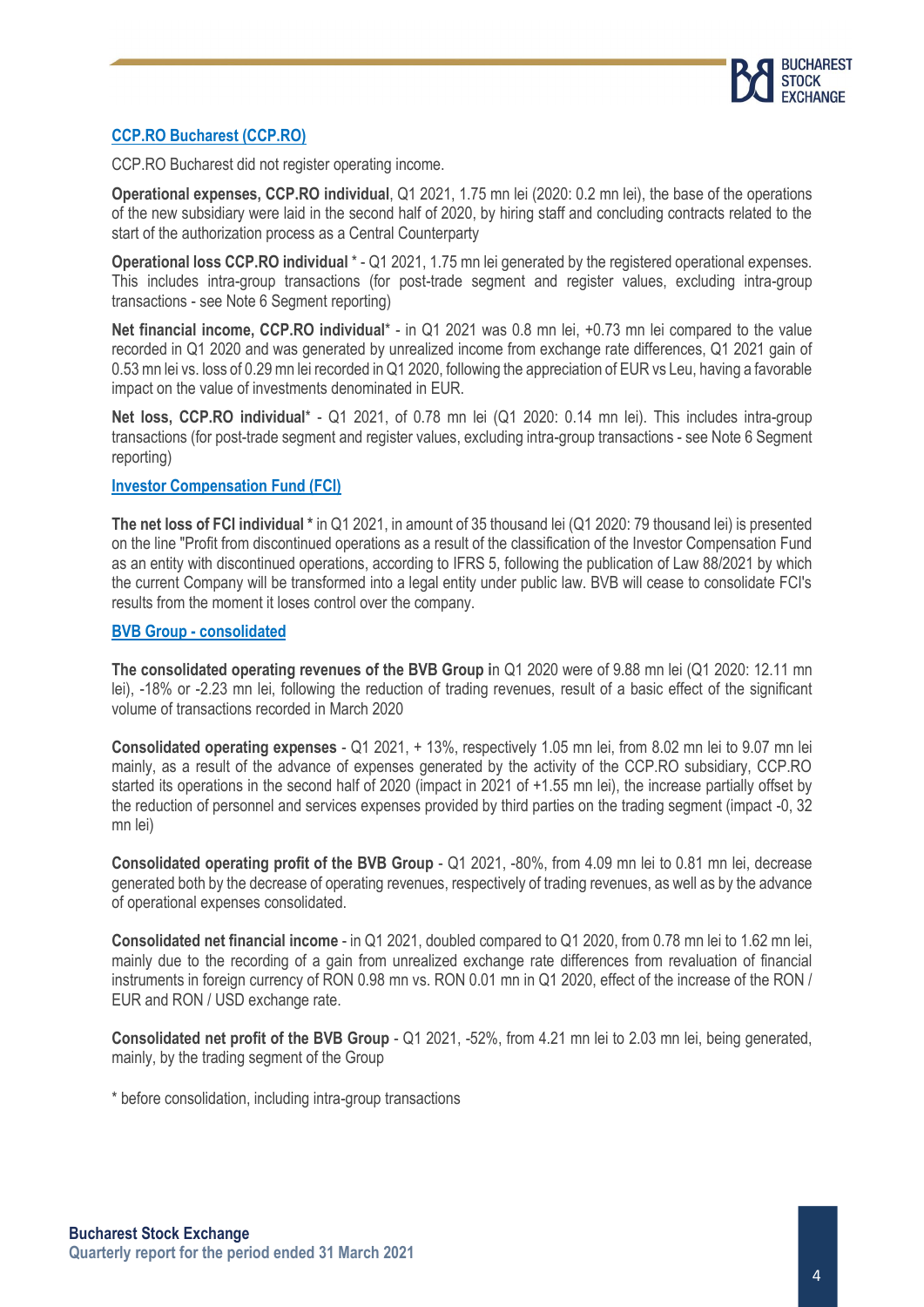## CCP.RO Bucharest (CCP.RO)

CCP.RO Bucharest did not register operating income.

**Operational expenses, CCP.RO individual**, Q1 2021, 1.75 mn lei (2020: 0.2 mn lei), the base of the operations of the new subsidiary were laid in the second half of 2020, by hiring staff and concluding contracts related to the start of the authorization process as a Central Counterparty

**Operational loss CCP.RO individual** * - Q1 2021, 1.75 mn lei generated by the registered operational expenses. This includes intra-group transactions (for post-trade segment and register values, excluding intra-group transactions - see Note 6 Segment reporting)

**Net financial income, CCP.RO individual*** - in Q1 2021 was 0.8 mn lei, +0.73 mn lei compared to the value recorded in Q1 2020 and was generated by unrealized income from exchange rate differences, Q1 2021 gain of 0.53 mn lei vs. loss of 0.29 mn lei recorded in Q1 2020, following the appreciation of EUR vs Leu, having a favorable impact on the value of investments denominated in EUR.

**Net loss, CCP.RO individual*** - Q1 2021, of 0.78 mn lei (Q1 2020: 0.14 mn lei). This includes intra-group transactions (for post-trade segment and register values, excluding intra-group transactions - see Note 6 Segment reporting)

## Investor Compensation Fund (FCI)

**The net loss of FCI individual *** in Q1 2021, in amount of 35 thousand lei (Q1 2020: 79 thousand lei) is presented on the line "Profit from discontinued operations as a result of the classification of the Investor Compensation Fund as an entity with discontinued operations, according to IFRS 5, following the publication of Law 88/2021 by which the current Company will be transformed into a legal entity under public law. BVB will cease to consolidate FCI's results from the moment it loses control over the company.

## BVB Group - consolidated

**The consolidated operating revenues of the BVB Group i**n Q1 2020 were of 9.88 mn lei (Q1 2020: 12.11 mn lei), -18% or -2.23 mn lei, following the reduction of trading revenues, result of a basic effect of the significant volume of transactions recorded in March 2020

**Consolidated operating expenses** - Q1 2021, + 13%, respectively 1.05 mn lei, from 8.02 mn lei to 9.07 mn lei mainly, as a result of the advance of expenses generated by the activity of the CCP.RO subsidiary, CCP.RO started its operations in the second half of 2020 (impact in 2021 of +1.55 mn lei), the increase partially offset by the reduction of personnel and services expenses provided by third parties on the trading segment (impact -0, 32 mn lei)

**Consolidated operating profit of the BVB Group** - Q1 2021, -80%, from 4.09 mn lei to 0.81 mn lei, decrease generated both by the decrease of operating revenues, respectively of trading revenues, as well as by the advance of operational expenses consolidated.

**Consolidated net financial income** - in Q1 2021, doubled compared to Q1 2020, from 0.78 mn lei to 1.62 mn lei, mainly due to the recording of a gain from unrealized exchange rate differences from revaluation of financial instruments in foreign currency of RON 0.98 mn vs. RON 0.01 mn in Q1 2020, effect of the increase of the RON / EUR and RON / USD exchange rate.

**Consolidated net profit of the BVB Group** - Q1 2021, -52%, from 4.21 mn lei to 2.03 mn lei, being generated, mainly, by the trading segment of the Group

* before consolidation, including intra-group transactions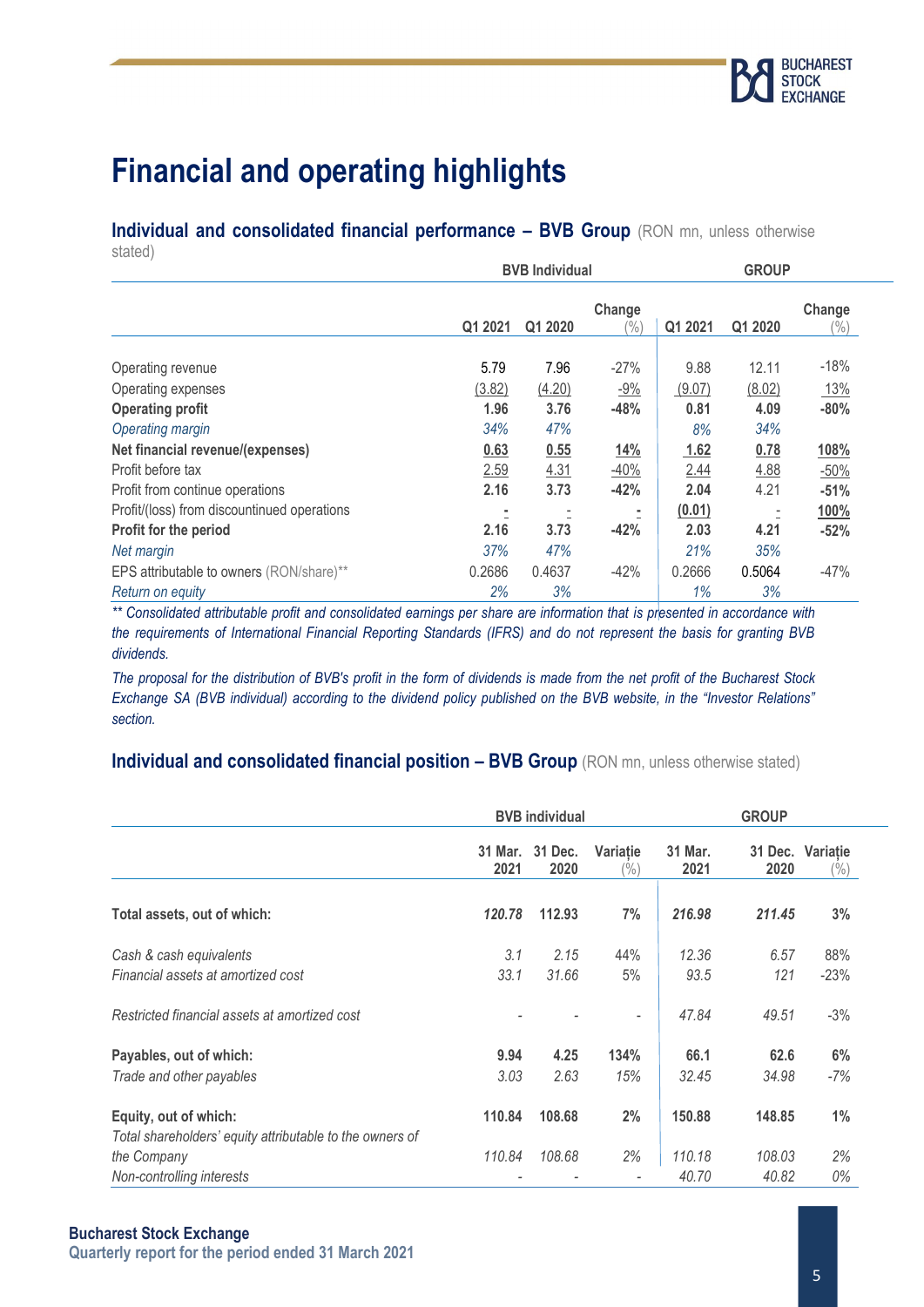# Financial and operating highlights

## Individual and consolidated financial performance – BVB Group (RON mn, unless otherwise stated)

| | BVB Individual | | | GROUP | | |
|---|---|---|---|---|---|---|
| | Q1 2021 | Q1 2020 | Change (%) | Q1 2021 | Q1 2020 | Change (%) |
| Operating revenue | 5.79 | 7.96 | -27% | 9.88 | 12.11 | -18% |
| Operating expenses | (3.82) | (4.20) | -9% | (9.07) | (8.02) | 13% |
| **Operating profit** | **1.96** | **3.76** | **-48%** | **0.81** | **4.09** | **-80%** |
| *Operating margin* | *34%* | *47%* | | *8%* | *34%* | |
| **Net financial revenue/(expenses)** | **0.63** | **0.55** | **14%** | **1.62** | **0.78** | **108%** |
| Profit before tax | 2.59 | 4.31 | -40% | 2.44 | 4.88 | -50% |
| Profit from continue operations | 2.16 | 3.73 | -42% | 2.04 | 4.21 | -51% |
| Profit/(loss) from discountinued operations | - | - | - | (0.01) | - | 100% |
| **Profit for the period** | **2.16** | **3.73** | **-42%** | **2.03** | **4.21** | **-52%** |
| *Net margin* | *37%* | *47%* | | *21%* | *35%* | |
| EPS attributable to owners (RON/share)** | 0.2686 | 0.4637 | -42% | 0.2666 | 0.5064 | -47% |
| *Return on equity* | *2%* | *3%* | | *1%* | *3%* | |

*** Consolidated attributable profit and consolidated earnings per share are information that is presented in accordance with the requirements of International Financial Reporting Standards (IFRS) and do not represent the basis for granting BVB dividends.*

*The proposal for the distribution of BVB's profit in the form of dividends is made from the net profit of the Bucharest Stock Exchange SA (BVB individual) according to the dividend policy published on the BVB website, in the "Investor Relations" section.*

## Individual and consolidated financial position – BVB Group (RON mn, unless otherwise stated)

| | BVB individual | | | GROUP | | |
|---|---|---|---|---|---|---|
| | 31 Mar. 2021 | 31 Dec. 2020 | Variație (%) | 31 Mar. 2021 | 31 Dec. 2020 | Variație (%) |
| **Total assets, out of which:** | ***120.78*** | **112.93** | **7%** | ***216.98*** | ***211.45*** | **3%** |
| *Cash & cash equivalents* | *3.1* | *2.15* | 44% | *12.36* | *6.57* | 88% |
| *Financial assets at amortized cost* | *33.1* | *31.66* | 5% | *93.5* | *121* | -23% |
| *Restricted financial assets at amortized cost* | - | - | - | *47.84* | *49.51* | -3% |
| **Payables, out of which:** | **9.94** | **4.25** | **134%** | **66.1** | **62.6** | **6%** |
| *Trade and other payables* | *3.03* | *2.63* | *15%* | *32.45* | *34.98* | *-7%* |
| **Equity, out of which:** | **110.84** | **108.68** | **2%** | **150.88** | **148.85** | **1%** |
| *Total shareholders' equity attributable to the owners of the Company* | *110.84* | *108.68* | *2%* | *110.18* | *108.03* | *2%* |
| *Non-controlling interests* | - | - | - | *40.70* | *40.82* | *0%* |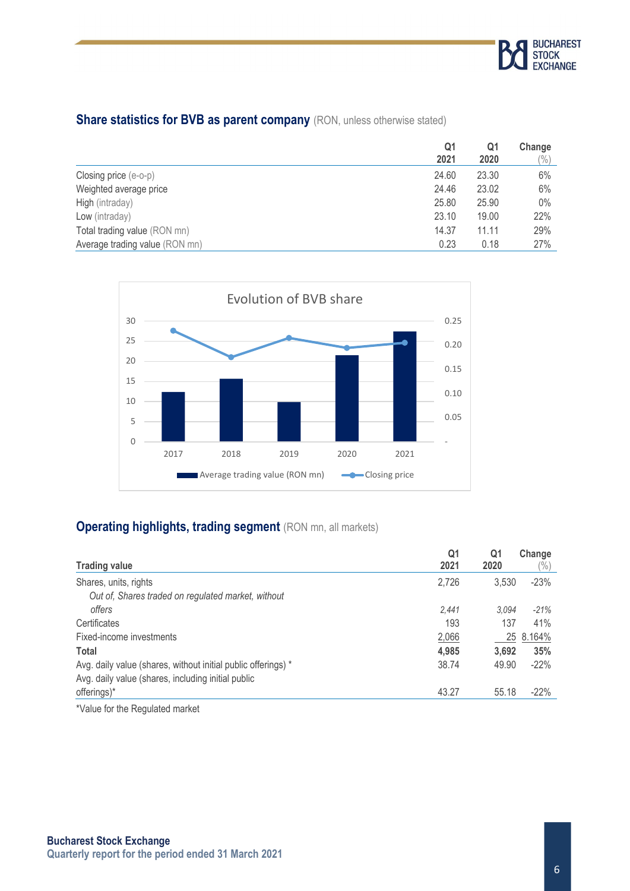## Share statistics for BVB as parent company (RON, unless otherwise stated)

| | Q1 2021 | Q1 2020 | Change (%) |
|---|---|---|---|
| Closing price (e-o-p) | 24.60 | 23.30 | 6% |
| Weighted average price | 24.46 | 23.02 | 6% |
| High (intraday) | 25.80 | 25.90 | 0% |
| Low (intraday) | 23.10 | 19.00 | 22% |
| Total trading value (RON mn) | 14.37 | 11.11 | 29% |
| Average trading value (RON mn) | 0.23 | 0.18 | 27% |

Evolution of BVB share

## Operating highlights, trading segment (RON mn, all markets)

| Trading value | Q1 2021 | Q1 2020 | Change (%) |
|---|---|---|---|
| Shares, units, rights | 2,726 | 3,530 | -23% |
| *Out of, Shares traded on regulated market, without offers* | *2,441* | *3,094* | *-21%* |
| Certificates | 193 | 137 | 41% |
| Fixed-income investments | 2,066 | 25 | 8.164% |
| **Total** | **4,985** | **3,692** | **35%** |
| Avg. daily value (shares, without initial public offerings) * | 38.74 | 49.90 | -22% |
| Avg. daily value (shares, including initial public offerings)* | 43.27 | 55.18 | -22% |

*Value for the Regulated market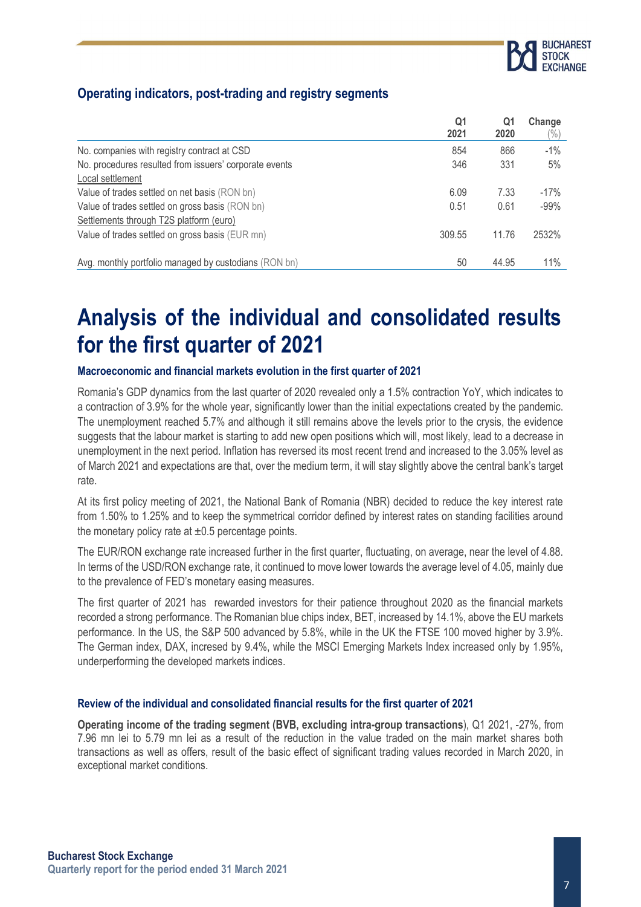### Operating indicators, post-trading and registry segments

| | Q1 2021 | Q1 2020 | Change (%) |
|---|---|---|---|
| No. companies with registry contract at CSD | 854 | 866 | -1% |
| No. procedures resulted from issuers' corporate events | 346 | 331 | 5% |
| Local settlement | | | |
| Value of trades settled on net basis (RON bn) | 6.09 | 7.33 | -17% |
| Value of trades settled on gross basis (RON bn) | 0.51 | 0.61 | -99% |
| Settlements through T2S platform (euro) | | | |
| Value of trades settled on gross basis (EUR mn) | 309.55 | 11.76 | 2532% |
| Avg. monthly portfolio managed by custodians (RON bn) | 50 | 44.95 | 11% |

# Analysis of the individual and consolidated results for the first quarter of 2021

### Macroeconomic and financial markets evolution in the first quarter of 2021

Romania's GDP dynamics from the last quarter of 2020 revealed only a 1.5% contraction YoY, which indicates to a contraction of 3.9% for the whole year, significantly lower than the initial expectations created by the pandemic. The unemployment reached 5.7% and although it still remains above the levels prior to the crysis, the evidence suggests that the labour market is starting to add new open positions which will, most likely, lead to a decrease in unemployment in the next period. Inflation has reversed its most recent trend and increased to the 3.05% level as of March 2021 and expectations are that, over the medium term, it will stay slightly above the central bank's target rate.

At its first policy meeting of 2021, the National Bank of Romania (NBR) decided to reduce the key interest rate from 1.50% to 1.25% and to keep the symmetrical corridor defined by interest rates on standing facilities around the monetary policy rate at ±0.5 percentage points.

The EUR/RON exchange rate increased further in the first quarter, fluctuating, on average, near the level of 4.88. In terms of the USD/RON exchange rate, it continued to move lower towards the average level of 4.05, mainly due to the prevalence of FED's monetary easing measures.

The first quarter of 2021 has rewarded investors for their patience throughout 2020 as the financial markets recorded a strong performance. The Romanian blue chips index, BET, increased by 14.1%, above the EU markets performance. In the US, the S&P 500 advanced by 5.8%, while in the UK the FTSE 100 moved higher by 3.9%. The German index, DAX, incresed by 9.4%, while the MSCI Emerging Markets Index increased only by 1.95%, underperforming the developed markets indices.

### Review of the individual and consolidated financial results for the first quarter of 2021

**Operating income of the trading segment (BVB, excluding intra-group transactions)**, Q1 2021, -27%, from 7.96 mn lei to 5.79 mn lei as a result of the reduction in the value traded on the main market shares both transactions as well as offers, result of the basic effect of significant trading values recorded in March 2020, in exceptional market conditions.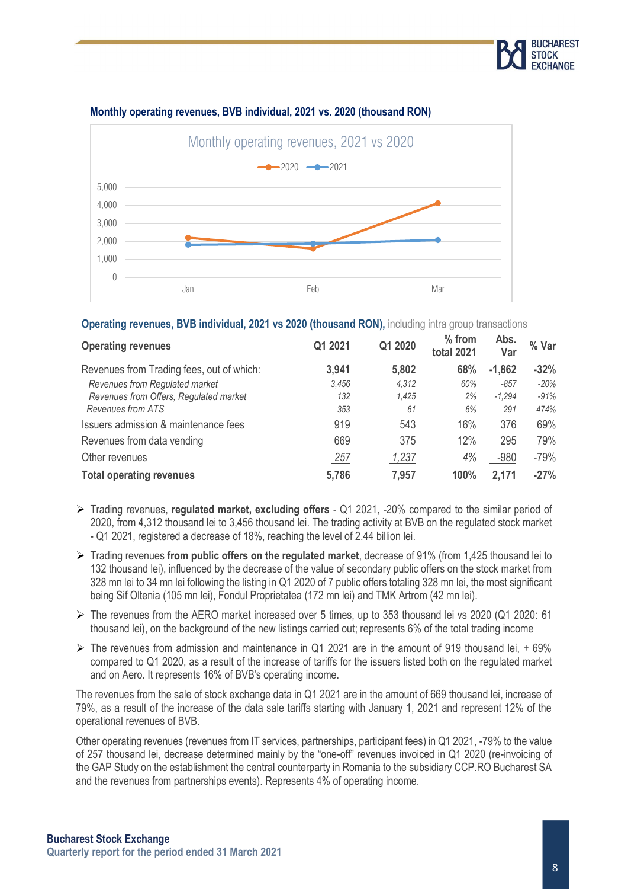**Monthly operating revenues, BVB individual, 2021 vs. 2020 (thousand RON)**

**Operating revenues, BVB individual, 2021 vs 2020 (thousand RON),** including intra group transactions

| Operating revenues | Q1 2021 | Q1 2020 | % from total 2021 | Abs. Var | % Var |
|---|---|---|---|---|---|
| Revenues from Trading fees, out of which: | **3,941** | **5,802** | **68%** | **-1,862** | **-32%** |
| *Revenues from Regulated market* | *3,456* | *4,312* | *60%* | *-857* | *-20%* |
| *Revenues from Offers, Regulated market* | *132* | *1,425* | *2%* | *-1,294* | *-91%* |
| *Revenues from ATS* | *353* | *61* | *6%* | *291* | *474%* |
| Issuers admission & maintenance fees | 919 | 543 | 16% | 376 | 69% |
| Revenues from data vending | 669 | 375 | 12% | 295 | 79% |
| Other revenues | 257 | 1,237 | 4% | -980 | -79% |
| **Total operating revenues** | **5,786** | **7,957** | **100%** | **2,171** | **-27%** |

- Trading revenues, **regulated market, excluding offers** - Q1 2021, -20% compared to the similar period of 2020, from 4,312 thousand lei to 3,456 thousand lei. The trading activity at BVB on the regulated stock market - Q1 2021, registered a decrease of 18%, reaching the level of 2.44 billion lei.
- Trading revenues **from public offers on the regulated market**, decrease of 91% (from 1,425 thousand lei to 132 thousand lei), influenced by the decrease of the value of secondary public offers on the stock market from 328 mn lei to 34 mn lei following the listing in Q1 2020 of 7 public offers totaling 328 mn lei, the most significant being Sif Oltenia (105 mn lei), Fondul Proprietatea (172 mn lei) and TMK Artrom (42 mn lei).
- The revenues from the AERO market increased over 5 times, up to 353 thousand lei vs 2020 (Q1 2020: 61 thousand lei), on the background of the new listings carried out; represents 6% of the total trading income
- The revenues from admission and maintenance in Q1 2021 are in the amount of 919 thousand lei, + 69% compared to Q1 2020, as a result of the increase of tariffs for the issuers listed both on the regulated market and on Aero. It represents 16% of BVB's operating income.

The revenues from the sale of stock exchange data in Q1 2021 are in the amount of 669 thousand lei, increase of 79%, as a result of the increase of the data sale tariffs starting with January 1, 2021 and represent 12% of the operational revenues of BVB.

Other operating revenues (revenues from IT services, partnerships, participant fees) in Q1 2021, -79% to the value of 257 thousand lei, decrease determined mainly by the "one-off" revenues invoiced in Q1 2020 (re-invoicing of the GAP Study on the establishment the central counterparty in Romania to the subsidiary CCP.RO Bucharest SA and the revenues from partnerships events). Represents 4% of operating income.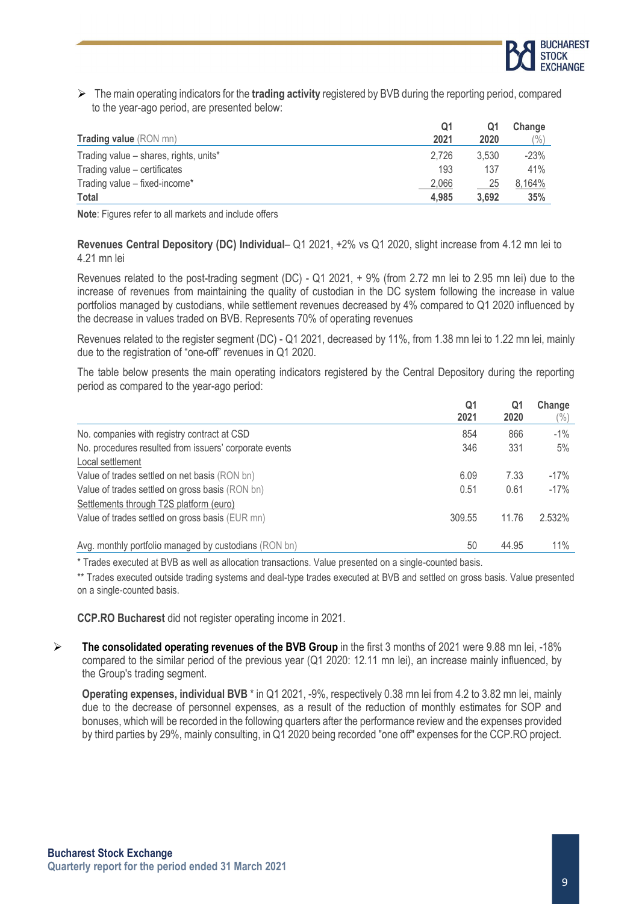- The main operating indicators for the **trading activity** registered by BVB during the reporting period, compared to the year-ago period, are presented below:

| **Trading value** (RON mn) | **Q1 2021** | **Q1 2020** | **Change** (%) |
|---|---|---|---|
| Trading value – shares, rights, units* | 2,726 | 3,530 | -23% |
| Trading value – certificates | 193 | 137 | 41% |
| Trading value – fixed-income* | 2,066 | 25 | 8,164% |
| **Total** | **4,985** | **3,692** | **35%** |

**Note**: Figures refer to all markets and include offers

**Revenues Central Depository (DC) Individual**– Q1 2021, +2% vs Q1 2020, slight increase from 4.12 mn lei to 4.21 mn lei

Revenues related to the post-trading segment (DC) - Q1 2021, + 9% (from 2.72 mn lei to 2.95 mn lei) due to the increase of revenues from maintaining the quality of custodian in the DC system following the increase in value portfolios managed by custodians, while settlement revenues decreased by 4% compared to Q1 2020 influenced by the decrease in values traded on BVB. Represents 70% of operating revenues

Revenues related to the register segment (DC) - Q1 2021, decreased by 11%, from 1.38 mn lei to 1.22 mn lei, mainly due to the registration of "one-off" revenues in Q1 2020.

The table below presents the main operating indicators registered by the Central Depository during the reporting period as compared to the year-ago period:

| | **Q1 2021** | **Q1 2020** | **Change** (%) |
|---|---|---|---|
| No. companies with registry contract at CSD | 854 | 866 | -1% |
| No. procedures resulted from issuers' corporate events | 346 | 331 | 5% |
| Local settlement | | | |
| Value of trades settled on net basis (RON bn) | 6.09 | 7.33 | -17% |
| Value of trades settled on gross basis (RON bn) | 0.51 | 0.61 | -17% |
| Settlements through T2S platform (euro) | | | |
| Value of trades settled on gross basis (EUR mn) | 309.55 | 11.76 | 2.532% |
| Avg. monthly portfolio managed by custodians (RON bn) | 50 | 44.95 | 11% |

* Trades executed at BVB as well as allocation transactions. Value presented on a single-counted basis.

** Trades executed outside trading systems and deal-type trades executed at BVB and settled on gross basis. Value presented on a single-counted basis.

**CCP.RO Bucharest** did not register operating income in 2021.

- **The consolidated operating revenues of the BVB Group** in the first 3 months of 2021 were 9.88 mn lei, -18% compared to the similar period of the previous year (Q1 2020: 12.11 mn lei), an increase mainly influenced, by the Group's trading segment.

  **Operating expenses, individual BVB** * in Q1 2021, -9%, respectively 0.38 mn lei from 4.2 to 3.82 mn lei, mainly due to the decrease of personnel expenses, as a result of the reduction of monthly estimates for SOP and bonuses, which will be recorded in the following quarters after the performance review and the expenses provided by third parties by 29%, mainly consulting, in Q1 2020 being recorded "one off" expenses for the CCP.RO project.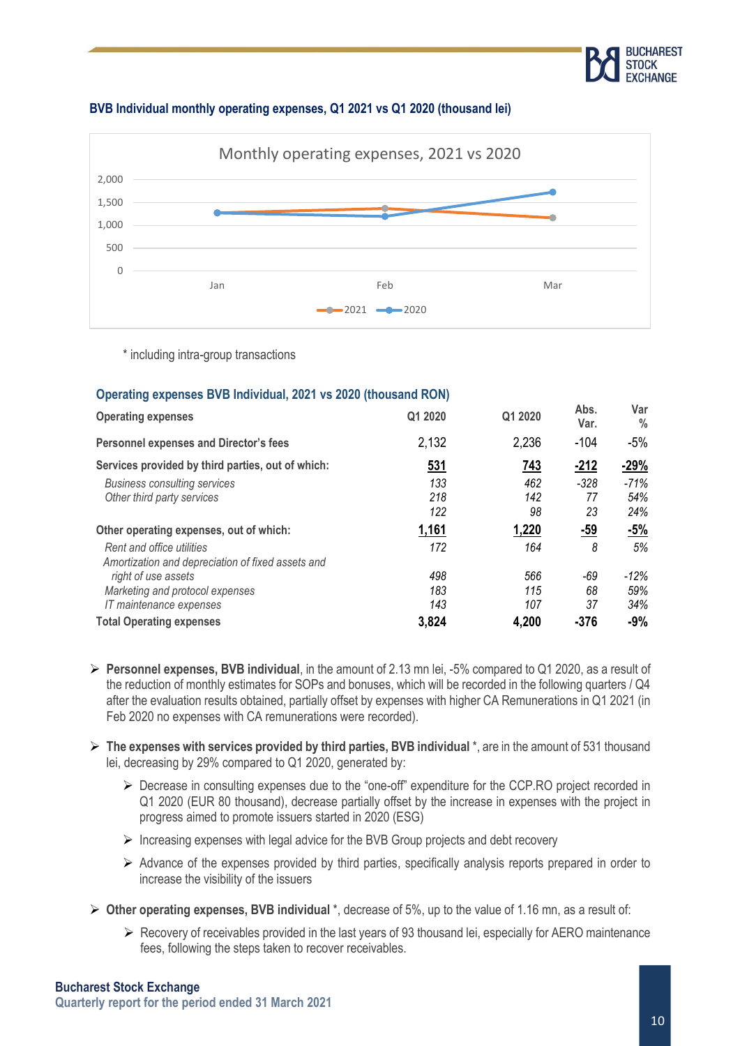**BVB Individual monthly operating expenses, Q1 2021 vs Q1 2020 (thousand lei)**

Monthly operating expenses, 2021 vs 2020

\* including intra-group transactions

**Operating expenses BVB Individual, 2021 vs 2020 (thousand RON)**

| Operating expenses | Q1 2020 | Q1 2020 | Abs. Var. | Var % |
|---|---|---|---|---|
| **Personnel expenses and Director's fees** | 2,132 | 2,236 | -104 | -5% |
| **Services provided by third parties, out of which:** | **531** | **743** | **-212** | **-29%** |
| *Business consulting services* | *133* | *462* | *-328* | *-71%* |
| *Other third party services* | *218* | *142* | *77* | *54%* |
| | *122* | *98* | *23* | *24%* |
| **Other operating expenses, out of which:** | **1,161** | **1,220** | **-59** | **-5%** |
| *Rent and office utilities* | *172* | *164* | *8* | *5%* |
| *Amortization and depreciation of fixed assets and right of use assets* | *498* | *566* | *-69* | *-12%* |
| *Marketing and protocol expenses* | *183* | *115* | *68* | *59%* |
| *IT maintenance expenses* | *143* | *107* | *37* | *34%* |
| **Total Operating expenses** | **3,824** | **4,200** | **-376** | **-9%** |

- **Personnel expenses, BVB individual**, in the amount of 2.13 mn lei, -5% compared to Q1 2020, as a result of the reduction of monthly estimates for SOPs and bonuses, which will be recorded in the following quarters / Q4 after the evaluation results obtained, partially offset by expenses with higher CA Remunerations in Q1 2021 (in Feb 2020 no expenses with CA remunerations were recorded).
- **The expenses with services provided by third parties, BVB individual** \*, are in the amount of 531 thousand lei, decreasing by 29% compared to Q1 2020, generated by:
  - Decrease in consulting expenses due to the "one-off" expenditure for the CCP.RO project recorded in Q1 2020 (EUR 80 thousand), decrease partially offset by the increase in expenses with the project in progress aimed to promote issuers started in 2020 (ESG)
  - Increasing expenses with legal advice for the BVB Group projects and debt recovery
  - Advance of the expenses provided by third parties, specifically analysis reports prepared in order to increase the visibility of the issuers
- **Other operating expenses, BVB individual** \*, decrease of 5%, up to the value of 1.16 mn, as a result of:
  - Recovery of receivables provided in the last years of 93 thousand lei, especially for AERO maintenance fees, following the steps taken to recover receivables.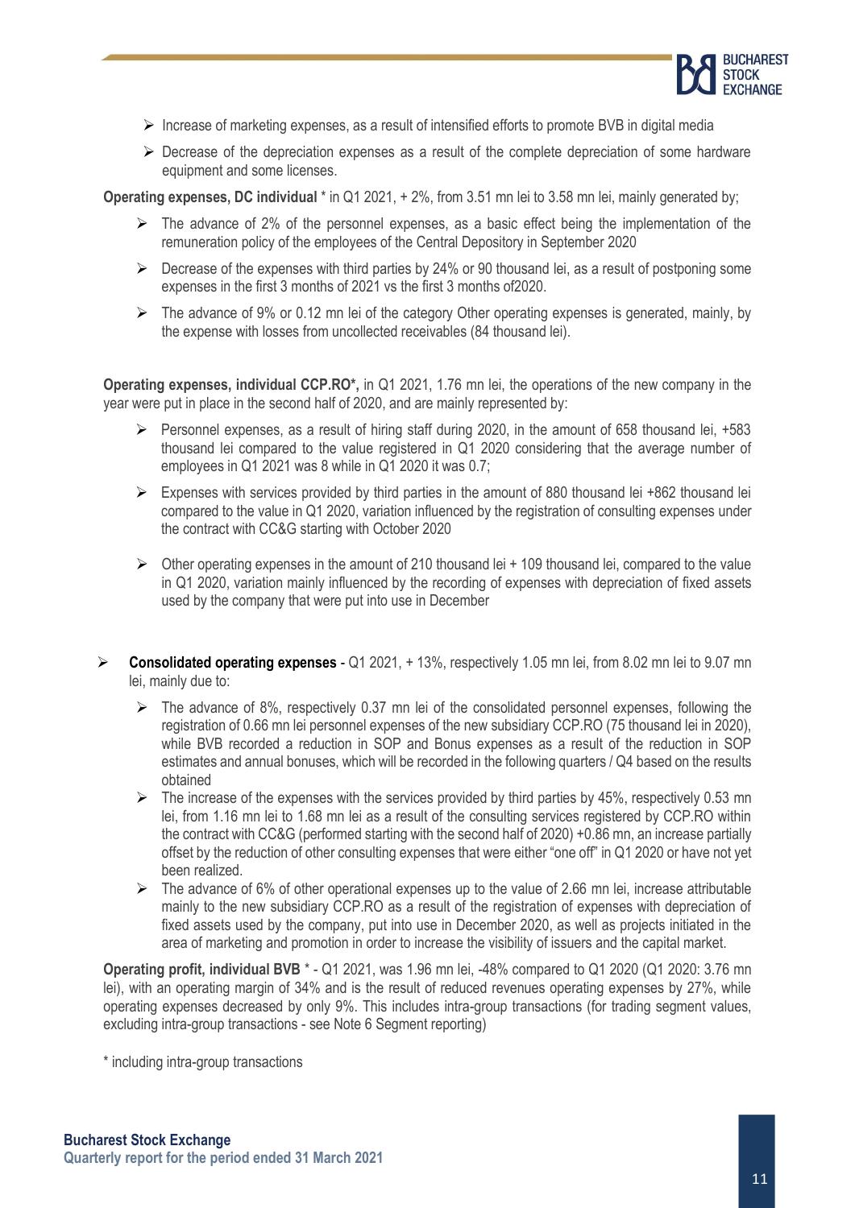- Increase of marketing expenses, as a result of intensified efforts to promote BVB in digital media
- Decrease of the depreciation expenses as a result of the complete depreciation of some hardware equipment and some licenses.

**Operating expenses, DC individual** * in Q1 2021, + 2%, from 3.51 mn lei to 3.58 mn lei, mainly generated by;

- The advance of 2% of the personnel expenses, as a basic effect being the implementation of the remuneration policy of the employees of the Central Depository in September 2020
- Decrease of the expenses with third parties by 24% or 90 thousand lei, as a result of postponing some expenses in the first 3 months of 2021 vs the first 3 months of2020.
- The advance of 9% or 0.12 mn lei of the category Other operating expenses is generated, mainly, by the expense with losses from uncollected receivables (84 thousand lei).

**Operating expenses, individual CCP.RO*,** in Q1 2021, 1.76 mn lei, the operations of the new company in the year were put in place in the second half of 2020, and are mainly represented by:

- Personnel expenses, as a result of hiring staff during 2020, in the amount of 658 thousand lei, +583 thousand lei compared to the value registered in Q1 2020 considering that the average number of employees in Q1 2021 was 8 while in Q1 2020 it was 0.7;
- Expenses with services provided by third parties in the amount of 880 thousand lei +862 thousand lei compared to the value in Q1 2020, variation influenced by the registration of consulting expenses under the contract with CC&G starting with October 2020
- Other operating expenses in the amount of 210 thousand lei + 109 thousand lei, compared to the value in Q1 2020, variation mainly influenced by the recording of expenses with depreciation of fixed assets used by the company that were put into use in December

- **Consolidated operating expenses** - Q1 2021, + 13%, respectively 1.05 mn lei, from 8.02 mn lei to 9.07 mn lei, mainly due to:
  - The advance of 8%, respectively 0.37 mn lei of the consolidated personnel expenses, following the registration of 0.66 mn lei personnel expenses of the new subsidiary CCP.RO (75 thousand lei in 2020), while BVB recorded a reduction in SOP and Bonus expenses as a result of the reduction in SOP estimates and annual bonuses, which will be recorded in the following quarters / Q4 based on the results obtained
  - The increase of the expenses with the services provided by third parties by 45%, respectively 0.53 mn lei, from 1.16 mn lei to 1.68 mn lei as a result of the consulting services registered by CCP.RO within the contract with CC&G (performed starting with the second half of 2020) +0.86 mn, an increase partially offset by the reduction of other consulting expenses that were either "one off" in Q1 2020 or have not yet been realized.
  - The advance of 6% of other operational expenses up to the value of 2.66 mn lei, increase attributable mainly to the new subsidiary CCP.RO as a result of the registration of expenses with depreciation of fixed assets used by the company, put into use in December 2020, as well as projects initiated in the area of marketing and promotion in order to increase the visibility of issuers and the capital market.

**Operating profit, individual BVB** * - Q1 2021, was 1.96 mn lei, -48% compared to Q1 2020 (Q1 2020: 3.76 mn lei), with an operating margin of 34% and is the result of reduced revenues operating expenses by 27%, while operating expenses decreased by only 9%. This includes intra-group transactions (for trading segment values, excluding intra-group transactions - see Note 6 Segment reporting)

* including intra-group transactions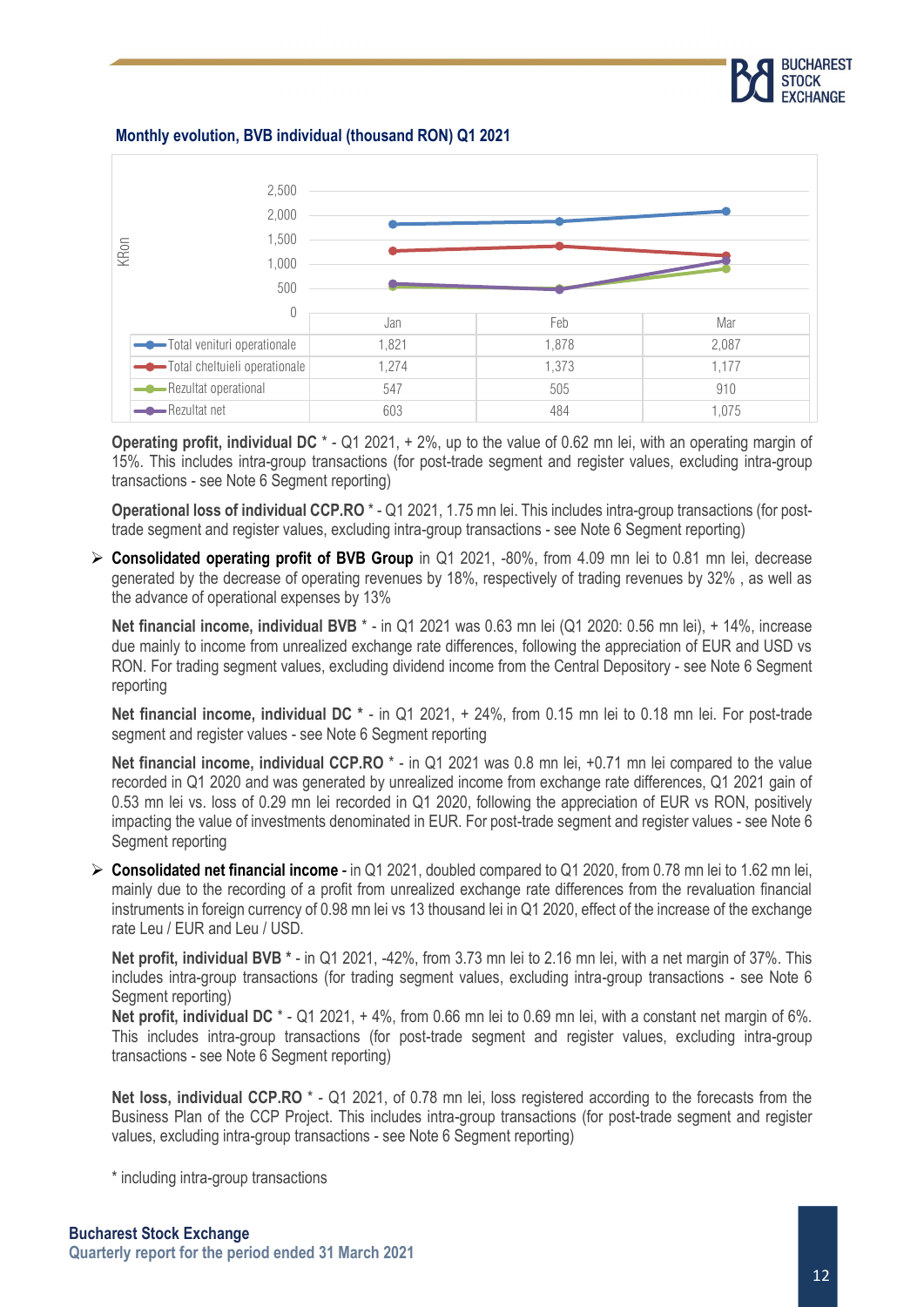**Monthly evolution, BVB individual (thousand RON) Q1 2021**

| KRon | Jan | Feb | Mar |
|---|---|---|---|
| Total venituri operationale | 1,821 | 1,878 | 2,087 |
| Total cheltuieli operationale | 1,274 | 1,373 | 1,177 |
| Rezultat operational | 547 | 505 | 910 |
| Rezultat net | 603 | 484 | 1,075 |

**Operating profit, individual DC** * - Q1 2021, + 2%, up to the value of 0.62 mn lei, with an operating margin of 15%. This includes intra-group transactions (for post-trade segment and register values, excluding intra-group transactions - see Note 6 Segment reporting)

**Operational loss of individual CCP.RO** * - Q1 2021, 1.75 mn lei. This includes intra-group transactions (for post-trade segment and register values, excluding intra-group transactions - see Note 6 Segment reporting)

- **Consolidated operating profit of BVB Group** in Q1 2021, -80%, from 4.09 mn lei to 0.81 mn lei, decrease generated by the decrease of operating revenues by 18%, respectively of trading revenues by 32% , as well as the advance of operational expenses by 13%

**Net financial income, individual BVB** * - in Q1 2021 was 0.63 mn lei (Q1 2020: 0.56 mn lei), + 14%, increase due mainly to income from unrealized exchange rate differences, following the appreciation of EUR and USD vs RON. For trading segment values, excluding dividend income from the Central Depository - see Note 6 Segment reporting

**Net financial income, individual DC** * - in Q1 2021, + 24%, from 0.15 mn lei to 0.18 mn lei. For post-trade segment and register values - see Note 6 Segment reporting

**Net financial income, individual CCP.RO** * - in Q1 2021 was 0.8 mn lei, +0.71 mn lei compared to the value recorded in Q1 2020 and was generated by unrealized income from exchange rate differences, Q1 2021 gain of 0.53 mn lei vs. loss of 0.29 mn lei recorded in Q1 2020, following the appreciation of EUR vs RON, positively impacting the value of investments denominated in EUR. For post-trade segment and register values - see Note 6 Segment reporting

- **Consolidated net financial income** - in Q1 2021, doubled compared to Q1 2020, from 0.78 mn lei to 1.62 mn lei, mainly due to the recording of a profit from unrealized exchange rate differences from the revaluation financial instruments in foreign currency of 0.98 mn lei vs 13 thousand lei in Q1 2020, effect of the increase of the exchange rate Leu / EUR and Leu / USD.

**Net profit, individual BVB** * - in Q1 2021, -42%, from 3.73 mn lei to 2.16 mn lei, with a net margin of 37%. This includes intra-group transactions (for trading segment values, excluding intra-group transactions - see Note 6 Segment reporting)

**Net profit, individual DC** * - Q1 2021, + 4%, from 0.66 mn lei to 0.69 mn lei, with a constant net margin of 6%. This includes intra-group transactions (for post-trade segment and register values, excluding intra-group transactions - see Note 6 Segment reporting)

**Net loss, individual CCP.RO** * - Q1 2021, of 0.78 mn lei, loss registered according to the forecasts from the Business Plan of the CCP Project. This includes intra-group transactions (for post-trade segment and register values, excluding intra-group transactions - see Note 6 Segment reporting)

\* including intra-group transactions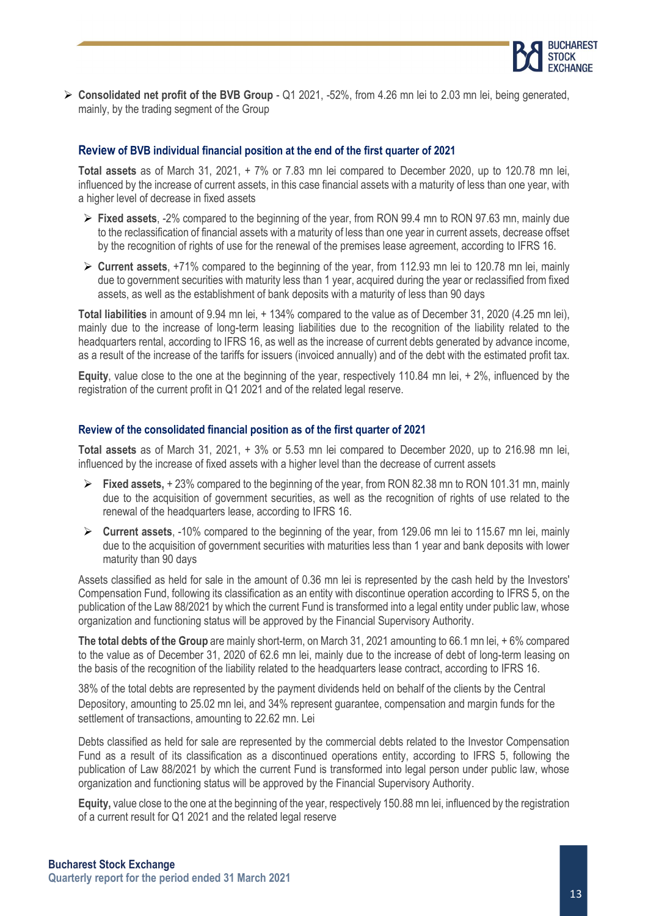- **Consolidated net profit of the BVB Group** - Q1 2021, -52%, from 4.26 mn lei to 2.03 mn lei, being generated, mainly, by the trading segment of the Group

### Review of BVB individual financial position at the end of the first quarter of 2021

**Total assets** as of March 31, 2021, + 7% or 7.83 mn lei compared to December 2020, up to 120.78 mn lei, influenced by the increase of current assets, in this case financial assets with a maturity of less than one year, with a higher level of decrease in fixed assets

- **Fixed assets**, -2% compared to the beginning of the year, from RON 99.4 mn to RON 97.63 mn, mainly due to the reclassification of financial assets with a maturity of less than one year in current assets, decrease offset by the recognition of rights of use for the renewal of the premises lease agreement, according to IFRS 16.
- **Current assets**, +71% compared to the beginning of the year, from 112.93 mn lei to 120.78 mn lei, mainly due to government securities with maturity less than 1 year, acquired during the year or reclassified from fixed assets, as well as the establishment of bank deposits with a maturity of less than 90 days

**Total liabilities** in amount of 9.94 mn lei, + 134% compared to the value as of December 31, 2020 (4.25 mn lei), mainly due to the increase of long-term leasing liabilities due to the recognition of the liability related to the headquarters rental, according to IFRS 16, as well as the increase of current debts generated by advance income, as a result of the increase of the tariffs for issuers (invoiced annually) and of the debt with the estimated profit tax.

**Equity**, value close to the one at the beginning of the year, respectively 110.84 mn lei, + 2%, influenced by the registration of the current profit in Q1 2021 and of the related legal reserve.

### Review of the consolidated financial position as of the first quarter of 2021

**Total assets** as of March 31, 2021, + 3% or 5.53 mn lei compared to December 2020, up to 216.98 mn lei, influenced by the increase of fixed assets with a higher level than the decrease of current assets

- **Fixed assets,** + 23% compared to the beginning of the year, from RON 82.38 mn to RON 101.31 mn, mainly due to the acquisition of government securities, as well as the recognition of rights of use related to the renewal of the headquarters lease, according to IFRS 16.
- **Current assets**, -10% compared to the beginning of the year, from 129.06 mn lei to 115.67 mn lei, mainly due to the acquisition of government securities with maturities less than 1 year and bank deposits with lower maturity than 90 days

Assets classified as held for sale in the amount of 0.36 mn lei is represented by the cash held by the Investors' Compensation Fund, following its classification as an entity with discontinue operation according to IFRS 5, on the publication of the Law 88/2021 by which the current Fund is transformed into a legal entity under public law, whose organization and functioning status will be approved by the Financial Supervisory Authority.

**The total debts of the Group** are mainly short-term, on March 31, 2021 amounting to 66.1 mn lei, + 6% compared to the value as of December 31, 2020 of 62.6 mn lei, mainly due to the increase of debt of long-term leasing on the basis of the recognition of the liability related to the headquarters lease contract, according to IFRS 16.

38% of the total debts are represented by the payment dividends held on behalf of the clients by the Central Depository, amounting to 25.02 mn lei, and 34% represent guarantee, compensation and margin funds for the settlement of transactions, amounting to 22.62 mn. Lei

Debts classified as held for sale are represented by the commercial debts related to the Investor Compensation Fund as a result of its classification as a discontinued operations entity, according to IFRS 5, following the publication of Law 88/2021 by which the current Fund is transformed into legal person under public law, whose organization and functioning status will be approved by the Financial Supervisory Authority.

**Equity,** value close to the one at the beginning of the year, respectively 150.88 mn lei, influenced by the registration of a current result for Q1 2021 and the related legal reserve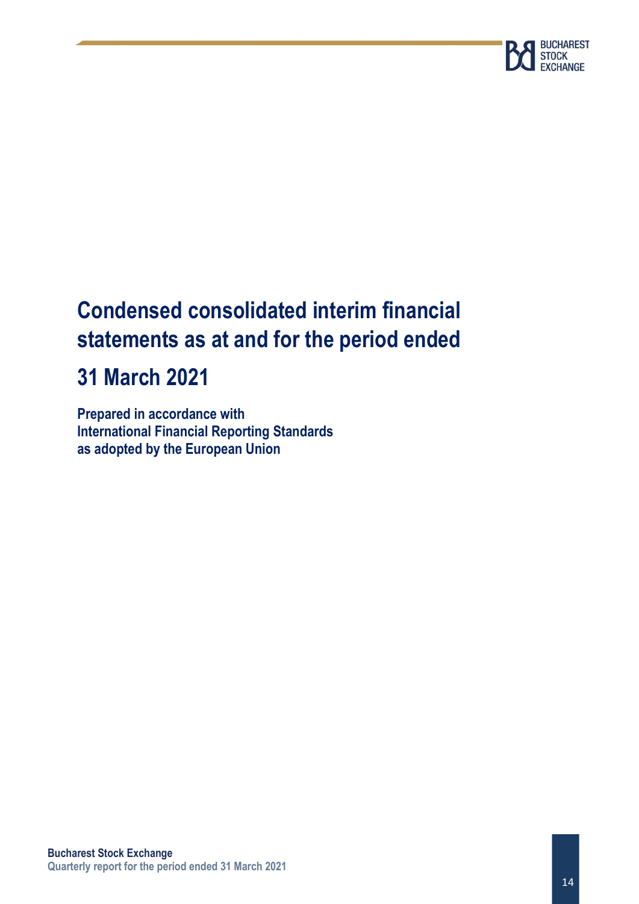# Condensed consolidated interim financial statements as at and for the period ended

# 31 March 2021

**Prepared in accordance with**
**International Financial Reporting Standards**
**as adopted by the European Union**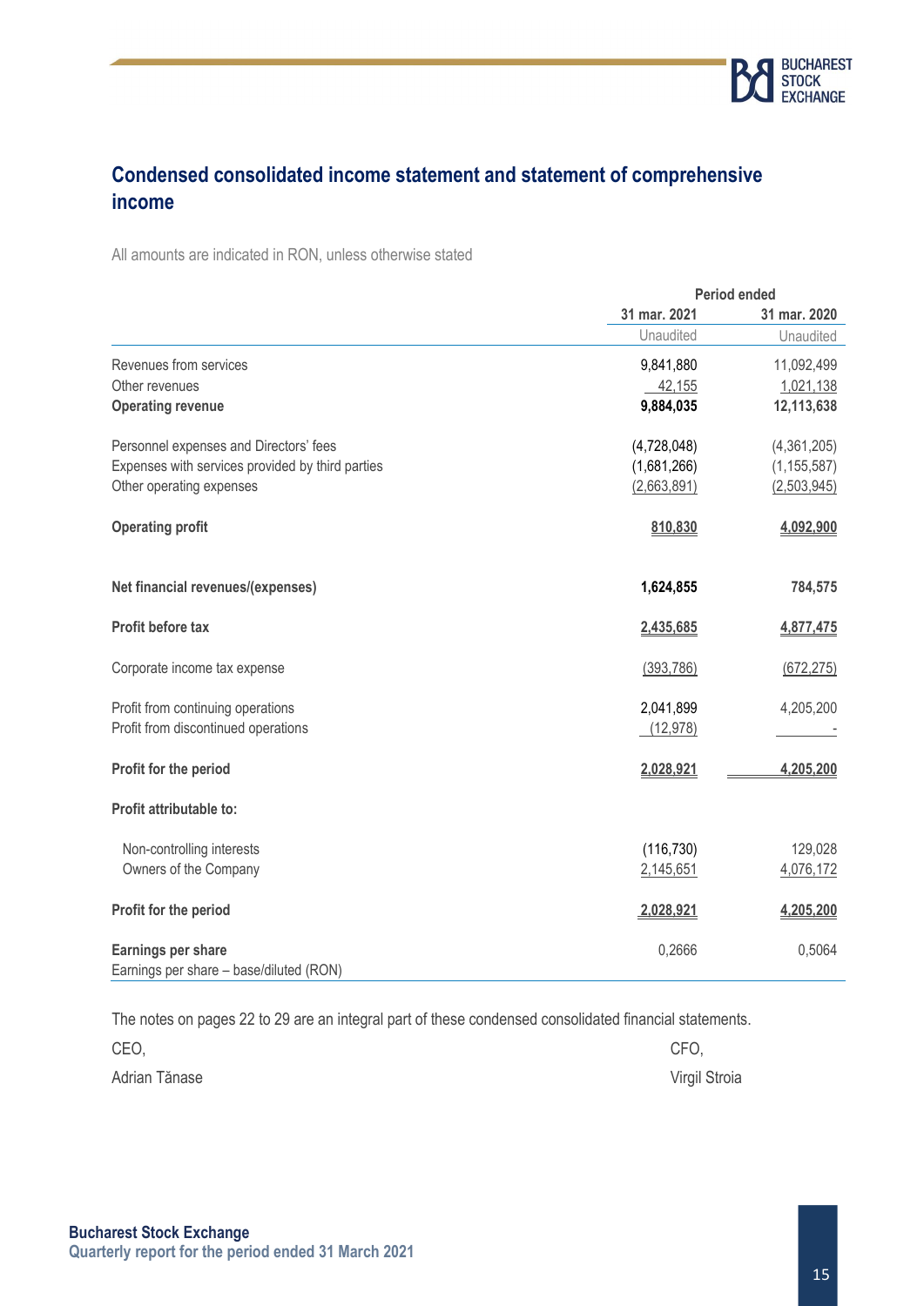# Condensed consolidated income statement and statement of comprehensive income

All amounts are indicated in RON, unless otherwise stated

| | Period ended | |
|---|---|---|
| | 31 mar. 2021 | 31 mar. 2020 |
| | Unaudited | Unaudited |
| Revenues from services | 9,841,880 | 11,092,499 |
| Other revenues | 42,155 | 1,021,138 |
| **Operating revenue** | **9,884,035** | **12,113,638** |
| Personnel expenses and Directors' fees | (4,728,048) | (4,361,205) |
| Expenses with services provided by third parties | (1,681,266) | (1,155,587) |
| Other operating expenses | (2,663,891) | (2,503,945) |
| **Operating profit** | **810,830** | **4,092,900** |
| **Net financial revenues/(expenses)** | **1,624,855** | **784,575** |
| **Profit before tax** | **2,435,685** | **4,877,475** |
| Corporate income tax expense | (393,786) | (672,275) |
| Profit from continuing operations | 2,041,899 | 4,205,200 |
| Profit from discontinued operations | (12,978) | - |
| **Profit for the period** | **2,028,921** | **4,205,200** |
| **Profit attributable to:** | | |
| Non-controlling interests | (116,730) | 129,028 |
| Owners of the Company | 2,145,651 | 4,076,172 |
| **Profit for the period** | **2,028,921** | **4,205,200** |
| **Earnings per share** | 0,2666 | 0,5064 |
| Earnings per share – base/diluted (RON) | | |

The notes on pages 22 to 29 are an integral part of these condensed consolidated financial statements.

CEO, Adrian Tănase

CFO, Virgil Stroia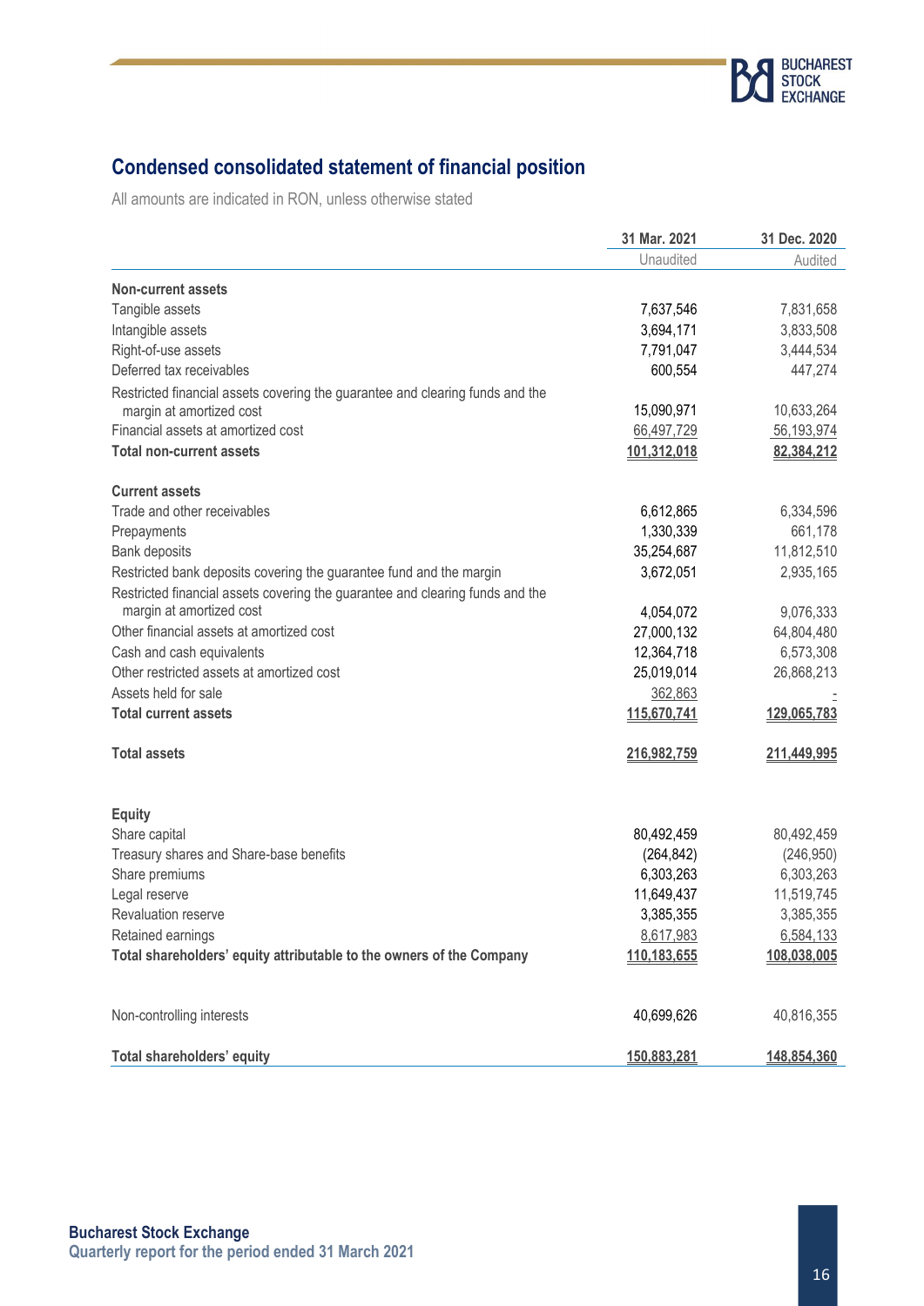## Condensed consolidated statement of financial position

All amounts are indicated in RON, unless otherwise stated

| | 31 Mar. 2021 | 31 Dec. 2020 |
|---|---|---|
| | Unaudited | Audited |
| **Non-current assets** | | |
| Tangible assets | 7,637,546 | 7,831,658 |
| Intangible assets | 3,694,171 | 3,833,508 |
| Right-of-use assets | 7,791,047 | 3,444,534 |
| Deferred tax receivables | 600,554 | 447,274 |
| Restricted financial assets covering the guarantee and clearing funds and the margin at amortized cost | 15,090,971 | 10,633,264 |
| Financial assets at amortized cost | 66,497,729 | 56,193,974 |
| **Total non-current assets** | **101,312,018** | **82,384,212** |
| **Current assets** | | |
| Trade and other receivables | 6,612,865 | 6,334,596 |
| Prepayments | 1,330,339 | 661,178 |
| Bank deposits | 35,254,687 | 11,812,510 |
| Restricted bank deposits covering the guarantee fund and the margin | 3,672,051 | 2,935,165 |
| Restricted financial assets covering the guarantee and clearing funds and the margin at amortized cost | 4,054,072 | 9,076,333 |
| Other financial assets at amortized cost | 27,000,132 | 64,804,480 |
| Cash and cash equivalents | 12,364,718 | 6,573,308 |
| Other restricted assets at amortized cost | 25,019,014 | 26,868,213 |
| Assets held for sale | 362,863 | - |
| **Total current assets** | **115,670,741** | **129,065,783** |
| **Total assets** | **216,982,759** | **211,449,995** |
| **Equity** | | |
| Share capital | 80,492,459 | 80,492,459 |
| Treasury shares and Share-base benefits | (264,842) | (246,950) |
| Share premiums | 6,303,263 | 6,303,263 |
| Legal reserve | 11,649,437 | 11,519,745 |
| Revaluation reserve | 3,385,355 | 3,385,355 |
| Retained earnings | 8,617,983 | 6,584,133 |
| **Total shareholders' equity attributable to the owners of the Company** | **110,183,655** | **108,038,005** |
| Non-controlling interests | 40,699,626 | 40,816,355 |
| **Total shareholders' equity** | **150,883,281** | **148,854,360** |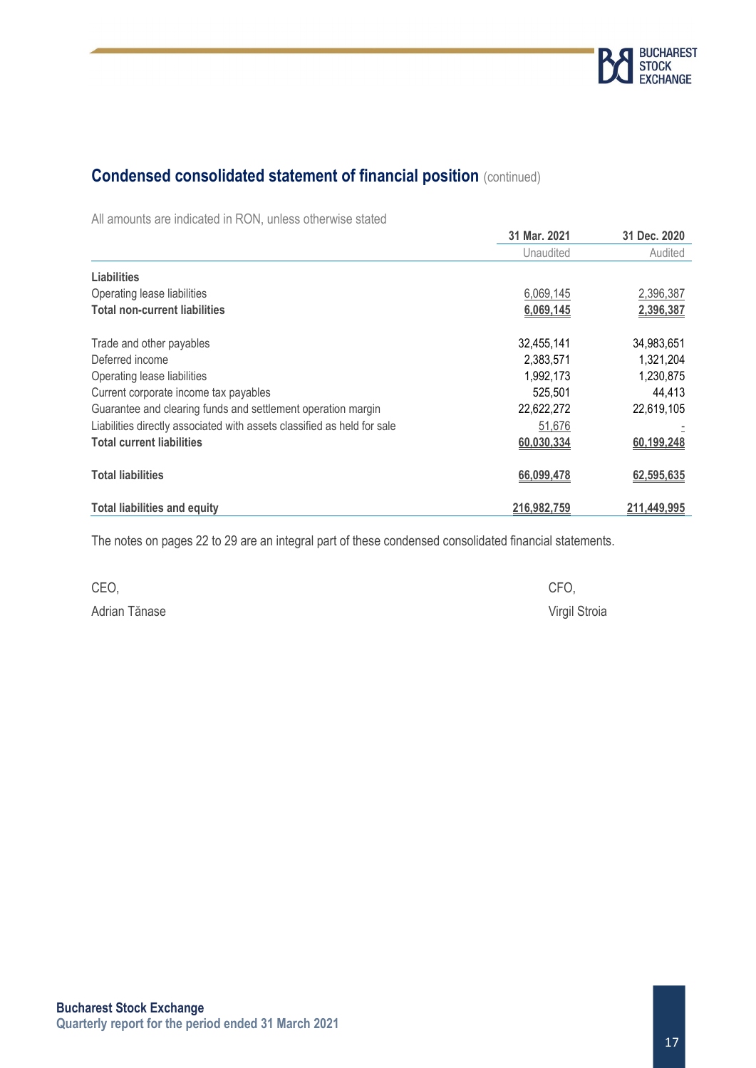## Condensed consolidated statement of financial position (continued)

All amounts are indicated in RON, unless otherwise stated

| | 31 Mar. 2021 | 31 Dec. 2020 |
|---|---|---|
| | Unaudited | Audited |
| **Liabilities** | | |
| Operating lease liabilities | 6,069,145 | 2,396,387 |
| **Total non-current liabilities** | **6,069,145** | **2,396,387** |
| | | |
| Trade and other payables | 32,455,141 | 34,983,651 |
| Deferred income | 2,383,571 | 1,321,204 |
| Operating lease liabilities | 1,992,173 | 1,230,875 |
| Current corporate income tax payables | 525,501 | 44,413 |
| Guarantee and clearing funds and settlement operation margin | 22,622,272 | 22,619,105 |
| Liabilities directly associated with assets classified as held for sale | 51,676 | - |
| **Total current liabilities** | **60,030,334** | **60,199,248** |
| | | |
| **Total liabilities** | **66,099,478** | **62,595,635** |
| | | |
| **Total liabilities and equity** | **216,982,759** | **211,449,995** |

The notes on pages 22 to 29 are an integral part of these condensed consolidated financial statements.

CEO,
Adrian Tănase

CFO,
Virgil Stroia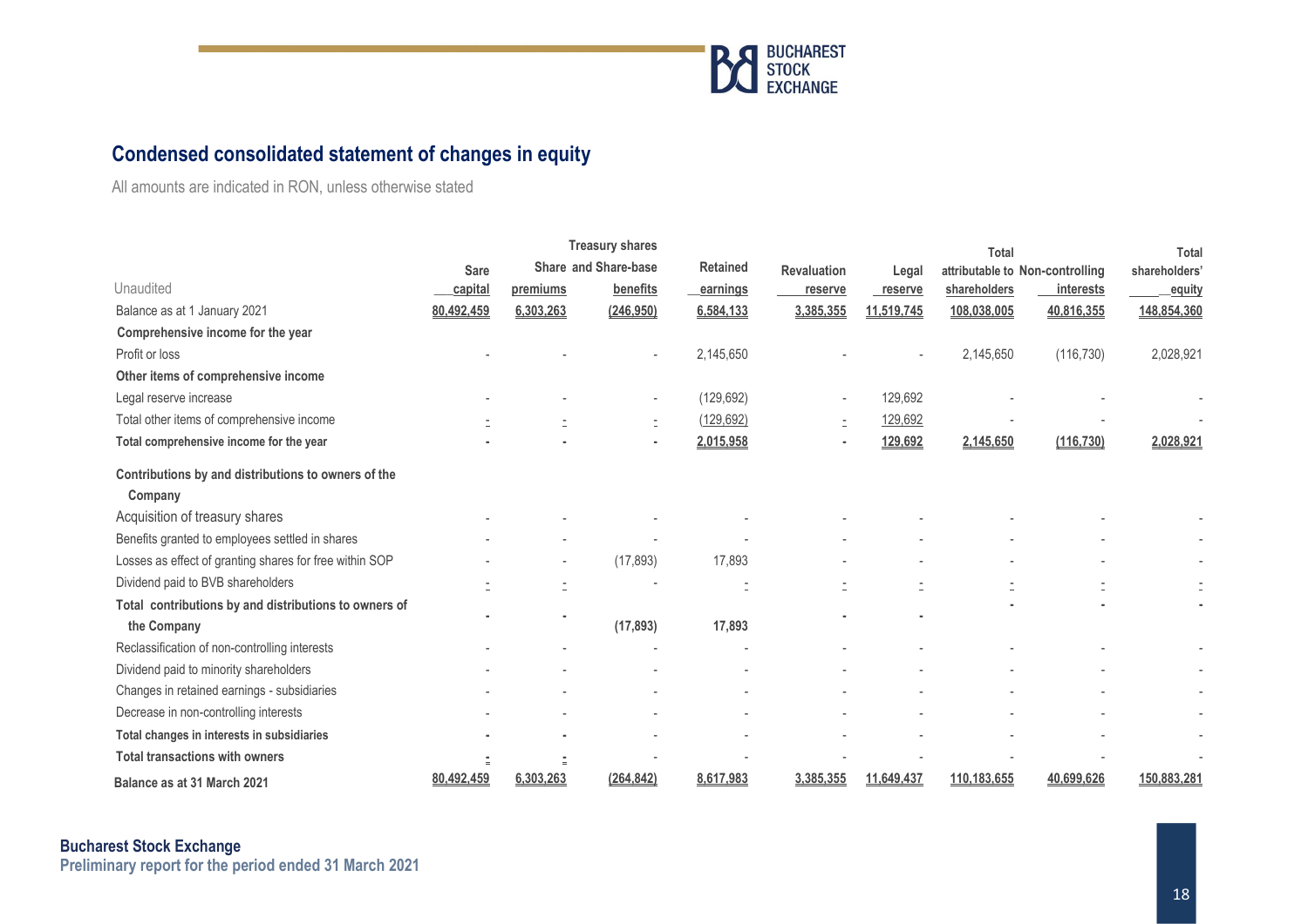## Condensed consolidated statement of changes in equity

All amounts are indicated in RON, unless otherwise stated

| Unaudited | Sare capital | Share premiums | Treasury shares and Share-base benefits | Retained earnings | Revaluation reserve | Legal reserve | Total attributable to shareholders | Non-controlling interests | Total shareholders' equity |
|---|---|---|---|---|---|---|---|---|---|
| Balance as at 1 January 2021 | 80,492,459 | 6,303,263 | (246,950) | 6,584,133 | 3,385,355 | 11,519,745 | 108,038,005 | 40,816,355 | 148,854,360 |
| **Comprehensive income for the year** | | | | | | | | | |
| Profit or loss | - | - | - | 2,145,650 | - | - | 2,145,650 | (116,730) | 2,028,921 |
| **Other items of comprehensive income** | | | | | | | | | |
| Legal reserve increase | - | - | - | (129,692) | - | 129,692 | - | - | - |
| Total other items of comprehensive income | - | - | - | (129,692) | - | 129,692 | - | - | - |
| **Total comprehensive income for the year** | - | - | - | 2,015,958 | - | 129,692 | 2,145,650 | (116,730) | 2,028,921 |
| **Contributions by and distributions to owners of the Company** | | | | | | | | | |
| Acquisition of treasury shares | - | - | - | - | - | - | - | - | - |
| Benefits granted to employees settled in shares | - | - | - | - | - | - | - | - | - |
| Losses as effect of granting shares for free within SOP | - | - | (17,893) | 17,893 | - | - | - | - | - |
| Dividend paid to BVB shareholders | - | - | - | - | - | - | - | - | - |
| **Total contributions by and distributions to owners of the Company** | - | - | **(17,893)** | **17,893** | - | - | - | - | - |
| Reclassification of non-controlling interests | - | - | - | - | - | - | - | - | - |
| Dividend paid to minority shareholders | - | - | - | - | - | - | - | - | - |
| Changes in retained earnings - subsidiaries | - | - | - | - | - | - | - | - | - |
| Decrease in non-controlling interests | - | - | - | - | - | - | - | - | - |
| **Total changes in interests in subsidiaries** | - | - | - | - | - | - | - | - | - |
| **Total transactions with owners** | - | - | - | - | - | - | - | - | - |
| **Balance as at 31 March 2021** | 80,492,459 | 6,303,263 | (264,842) | 8,617,983 | 3,385,355 | 11,649,437 | 110,183,655 | 40,699,626 | 150,883,281 |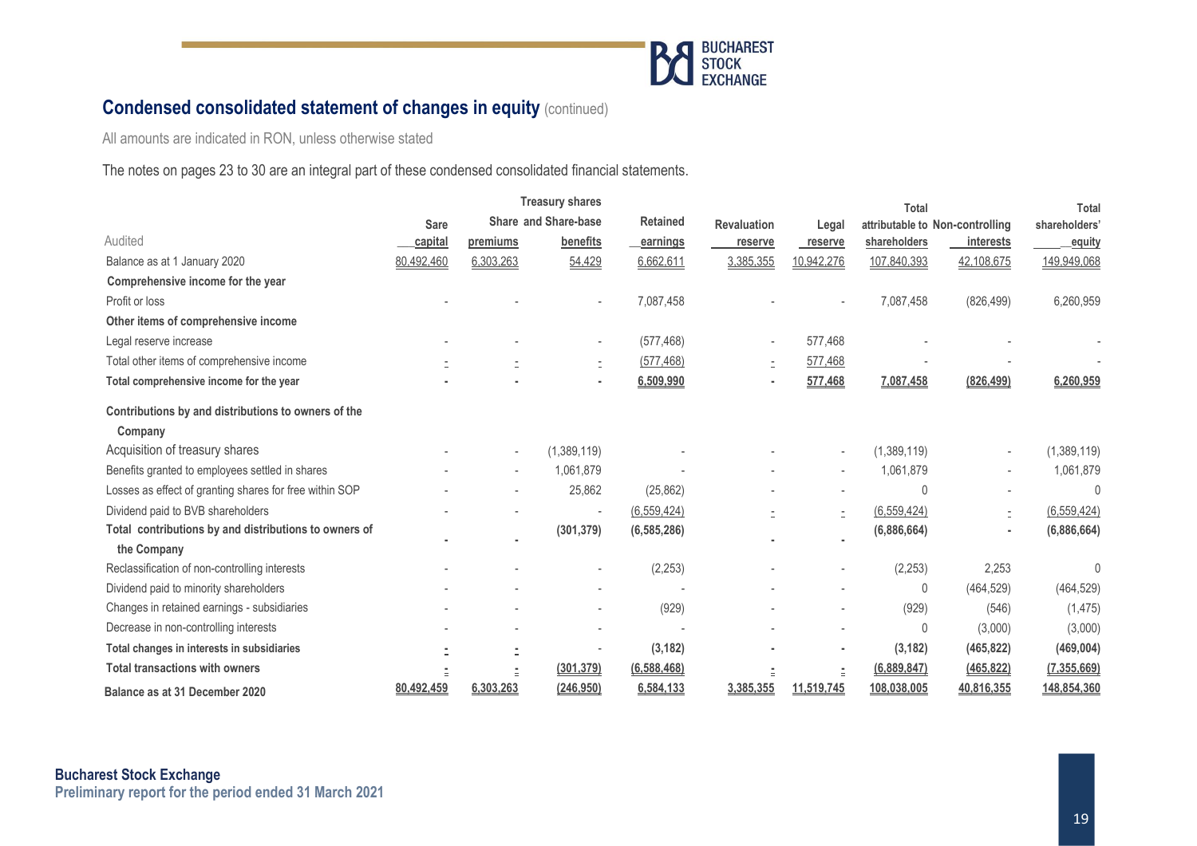## Condensed consolidated statement of changes in equity (continued)

All amounts are indicated in RON, unless otherwise stated

The notes on pages 23 to 30 are an integral part of these condensed consolidated financial statements.

| Audited | Sare capital | Share premiums | Treasury shares and Share-base benefits | Retained earnings | Revaluation reserve | Legal reserve | Total attributable to shareholders | Non-controlling interests | Total shareholders' equity |
|---|---|---|---|---|---|---|---|---|---|
| Balance as at 1 January 2020 | 80,492,460 | 6,303,263 | 54,429 | 6,662,611 | 3,385,355 | 10,942,276 | 107,840,393 | 42,108,675 | 149,949,068 |
| **Comprehensive income for the year** | | | | | | | | | |
| Profit or loss | - | - | - | 7,087,458 | - | - | 7,087,458 | (826,499) | 6,260,959 |
| **Other items of comprehensive income** | | | | | | | | | |
| Legal reserve increase | - | - | - | (577,468) | - | 577,468 | - | - | - |
| Total other items of comprehensive income | - | - | - | (577,468) | - | 577,468 | - | - | - |
| **Total comprehensive income for the year** | - | - | - | **6,509,990** | - | **577,468** | **7,087,458** | **(826,499)** | **6,260,959** |
| **Contributions by and distributions to owners of the Company** | | | | | | | | | |
| Acquisition of treasury shares | - | - | (1,389,119) | - | - | - | (1,389,119) | - | (1,389,119) |
| Benefits granted to employees settled in shares | - | - | 1,061,879 | - | - | - | 1,061,879 | - | 1,061,879 |
| Losses as effect of granting shares for free within SOP | - | - | 25,862 | (25,862) | - | - | 0 | - | 0 |
| Dividend paid to BVB shareholders | - | - | - | (6,559,424) | - | - | (6,559,424) | - | (6,559,424) |
| **Total contributions by and distributions to owners of the Company** | - | - | **(301,379)** | **(6,585,286)** | - | - | **(6,886,664)** | - | **(6,886,664)** |
| Reclassification of non-controlling interests | - | - | - | (2,253) | - | - | (2,253) | 2,253 | 0 |
| Dividend paid to minority shareholders | - | - | - | - | - | - | 0 | (464,529) | (464,529) |
| Changes in retained earnings - subsidiaries | - | - | - | (929) | - | - | (929) | (546) | (1,475) |
| Decrease in non-controlling interests | - | - | - | - | - | - | 0 | (3,000) | (3,000) |
| **Total changes in interests in subsidiaries** | - | - | - | **(3,182)** | - | - | **(3,182)** | **(465,822)** | **(469,004)** |
| **Total transactions with owners** | - | - | **(301,379)** | **(6,588,468)** | - | - | **(6,889,847)** | **(465,822)** | **(7,355,669)** |
| **Balance as at 31 December 2020** | **80,492,459** | **6,303,263** | **(246,950)** | **6,584,133** | **3,385,355** | **11,519,745** | **108,038,005** | **40,816,355** | **148,854,360** |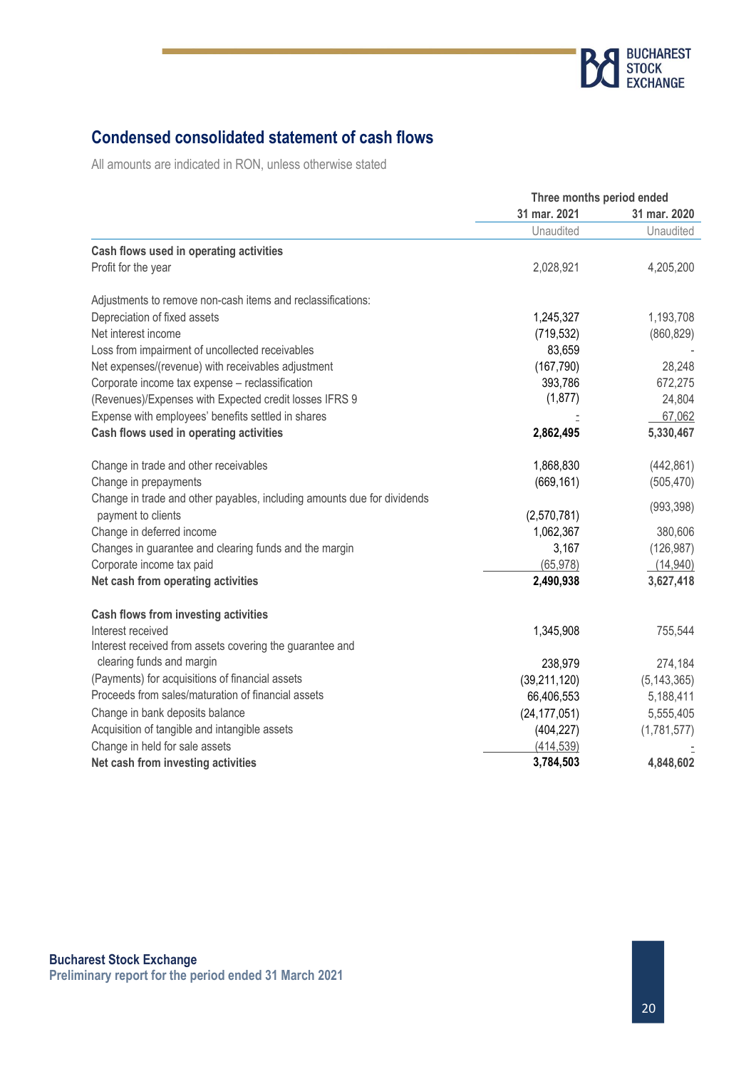## Condensed consolidated statement of cash flows

All amounts are indicated in RON, unless otherwise stated

| | Three months period ended | |
|---|---|---|
| | 31 mar. 2021 | 31 mar. 2020 |
| | Unaudited | Unaudited |
| **Cash flows used in operating activities** | | |
| Profit for the year | 2,028,921 | 4,205,200 |
| | | |
| Adjustments to remove non-cash items and reclassifications: | | |
| Depreciation of fixed assets | 1,245,327 | 1,193,708 |
| Net interest income | (719,532) | (860,829) |
| Loss from impairment of uncollected receivables | 83,659 | - |
| Net expenses/(revenue) with receivables adjustment | (167,790) | 28,248 |
| Corporate income tax expense – reclassification | 393,786 | 672,275 |
| (Revenues)/Expenses with Expected credit losses IFRS 9 | (1,877) | 24,804 |
| Expense with employees' benefits settled in shares | - | 67,062 |
| **Cash flows used in operating activities** | **2,862,495** | **5,330,467** |
| | | |
| Change in trade and other receivables | 1,868,830 | (442,861) |
| Change in prepayments | (669,161) | (505,470) |
| Change in trade and other payables, including amounts due for dividends payment to clients | (2,570,781) | (993,398) |
| Change in deferred income | 1,062,367 | 380,606 |
| Changes in guarantee and clearing funds and the margin | 3,167 | (126,987) |
| Corporate income tax paid | (65,978) | (14,940) |
| **Net cash from operating activities** | **2,490,938** | **3,627,418** |
| | | |
| **Cash flows from investing activities** | | |
| Interest received | 1,345,908 | 755,544 |
| Interest received from assets covering the guarantee and clearing funds and margin | 238,979 | 274,184 |
| (Payments) for acquisitions of financial assets | (39,211,120) | (5,143,365) |
| Proceeds from sales/maturation of financial assets | 66,406,553 | 5,188,411 |
| Change in bank deposits balance | (24,177,051) | 5,555,405 |
| Acquisition of tangible and intangible assets | (404,227) | (1,781,577) |
| Change in held for sale assets | (414,539) | - |
| **Net cash from investing activities** | **3,784,503** | **4,848,602** |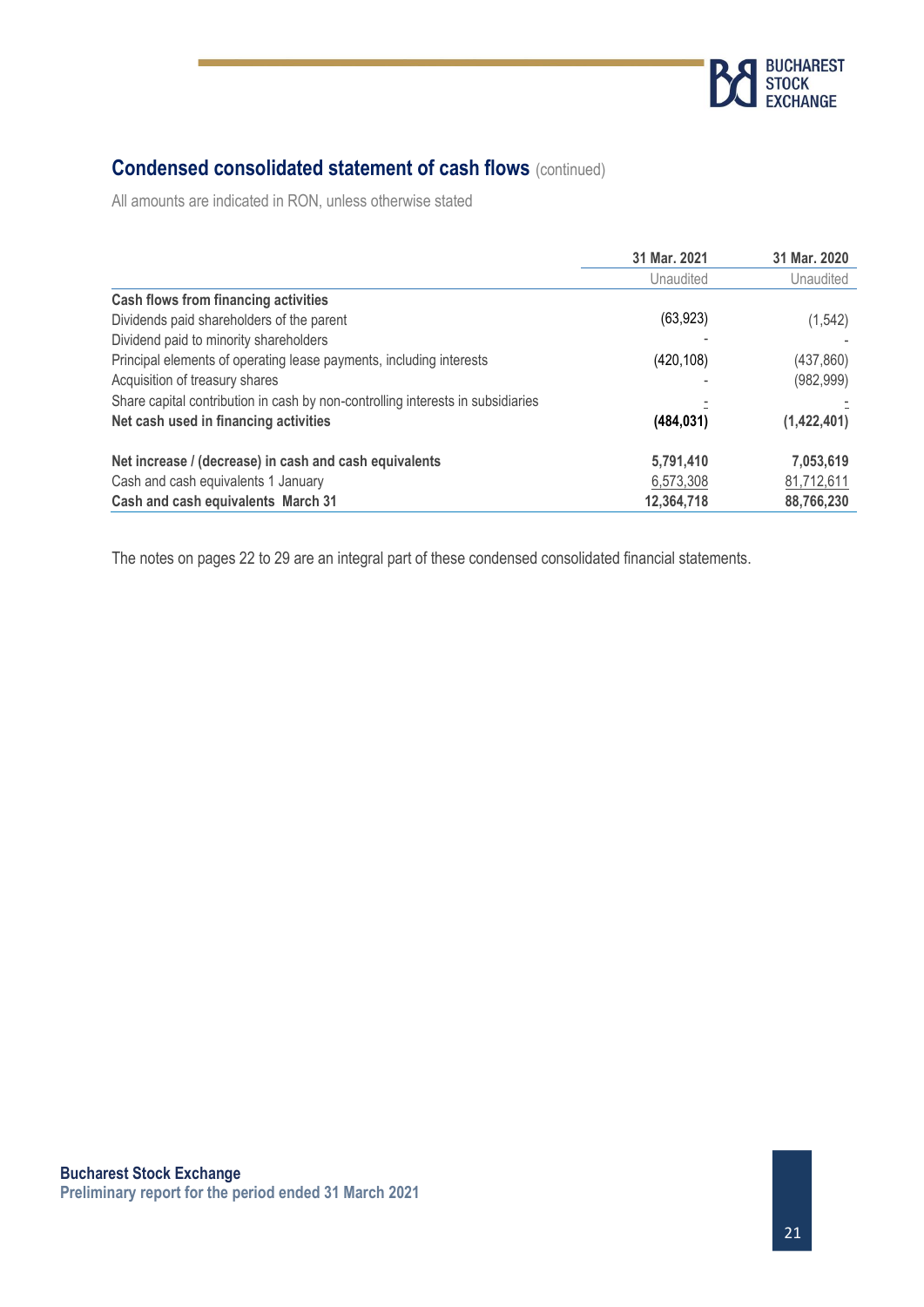## Condensed consolidated statement of cash flows (continued)

All amounts are indicated in RON, unless otherwise stated

| | 31 Mar. 2021 | 31 Mar. 2020 |
|---|---|---|
| | Unaudited | Unaudited |
| **Cash flows from financing activities** | | |
| Dividends paid shareholders of the parent | (63,923) | (1,542) |
| Dividend paid to minority shareholders | - | - |
| Principal elements of operating lease payments, including interests | (420,108) | (437,860) |
| Acquisition of treasury shares | - | (982,999) |
| Share capital contribution in cash by non-controlling interests in subsidiaries | - | - |
| **Net cash used in financing activities** | **(484,031)** | **(1,422,401)** |
| | | |
| **Net increase / (decrease) in cash and cash equivalents** | **5,791,410** | **7,053,619** |
| Cash and cash equivalents 1 January | 6,573,308 | 81,712,611 |
| **Cash and cash equivalents March 31** | **12,364,718** | **88,766,230** |

The notes on pages 22 to 29 are an integral part of these condensed consolidated financial statements.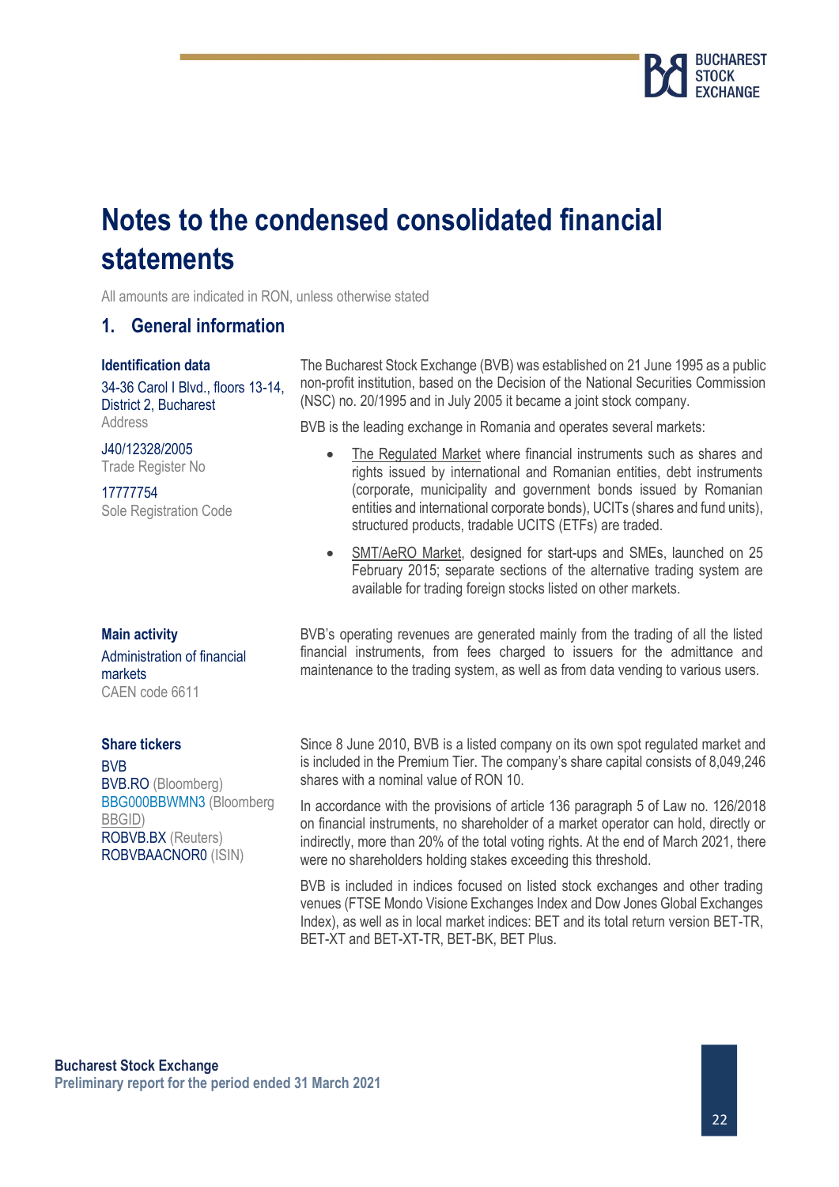# Notes to the condensed consolidated financial statements

All amounts are indicated in RON, unless otherwise stated

## 1. General information

**Identification data**

34-36 Carol I Blvd., floors 13-14, District 2, Bucharest
Address

J40/12328/2005
Trade Register No

17777754
Sole Registration Code

The Bucharest Stock Exchange (BVB) was established on 21 June 1995 as a public non-profit institution, based on the Decision of the National Securities Commission (NSC) no. 20/1995 and in July 2005 it became a joint stock company.

BVB is the leading exchange in Romania and operates several markets:

- The Regulated Market where financial instruments such as shares and rights issued by international and Romanian entities, debt instruments (corporate, municipality and government bonds issued by Romanian entities and international corporate bonds), UCITs (shares and fund units), structured products, tradable UCITS (ETFs) are traded.
- SMT/AeRO Market, designed for start-ups and SMEs, launched on 25 February 2015; separate sections of the alternative trading system are available for trading foreign stocks listed on other markets.

**Main activity**

Administration of financial markets
CAEN code 6611

BVB's operating revenues are generated mainly from the trading of all the listed financial instruments, from fees charged to issuers for the admittance and maintenance to the trading system, as well as from data vending to various users.

**Share tickers**

BVB
BVB.RO (Bloomberg)
BBG000BBWMN3 (Bloomberg BBGID)
ROBVB.BX (Reuters)
ROBVBAACNOR0 (ISIN)

Since 8 June 2010, BVB is a listed company on its own spot regulated market and is included in the Premium Tier. The company's share capital consists of 8,049,246 shares with a nominal value of RON 10.

In accordance with the provisions of article 136 paragraph 5 of Law no. 126/2018 on financial instruments, no shareholder of a market operator can hold, directly or indirectly, more than 20% of the total voting rights. At the end of March 2021, there were no shareholders holding stakes exceeding this threshold.

BVB is included in indices focused on listed stock exchanges and other trading venues (FTSE Mondo Visione Exchanges Index and Dow Jones Global Exchanges Index), as well as in local market indices: BET and its total return version BET-TR, BET-XT and BET-XT-TR, BET-BK, BET Plus.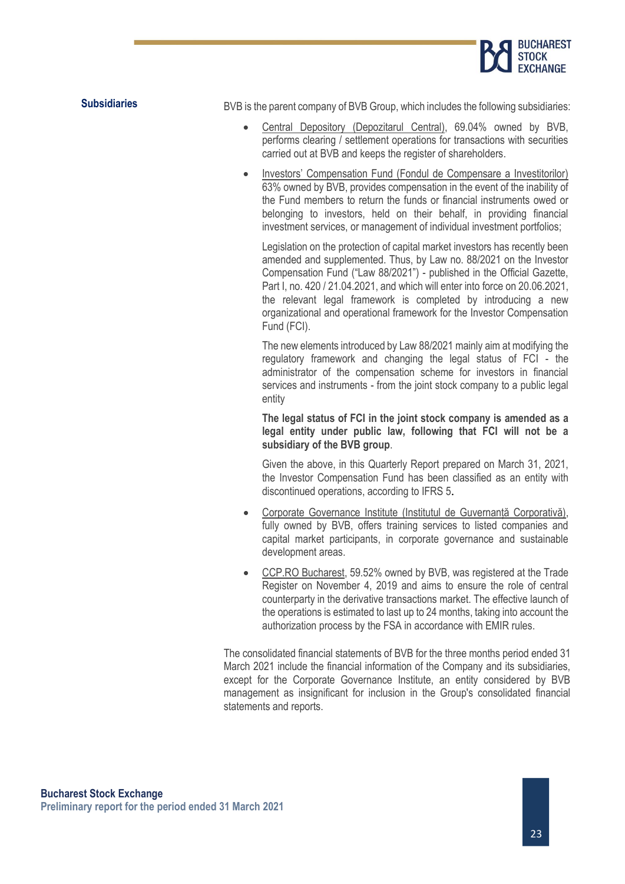## Subsidiaries

BVB is the parent company of BVB Group, which includes the following subsidiaries:

- Central Depository (Depozitarul Central), 69.04% owned by BVB, performs clearing / settlement operations for transactions with securities carried out at BVB and keeps the register of shareholders.
- Investors' Compensation Fund (Fondul de Compensare a Investitorilor) 63% owned by BVB, provides compensation in the event of the inability of the Fund members to return the funds or financial instruments owed or belonging to investors, held on their behalf, in providing financial investment services, or management of individual investment portfolios;

  Legislation on the protection of capital market investors has recently been amended and supplemented. Thus, by Law no. 88/2021 on the Investor Compensation Fund ("Law 88/2021") - published in the Official Gazette, Part I, no. 420 / 21.04.2021, and which will enter into force on 20.06.2021, the relevant legal framework is completed by introducing a new organizational and operational framework for the Investor Compensation Fund (FCI).

  The new elements introduced by Law 88/2021 mainly aim at modifying the regulatory framework and changing the legal status of FCI - the administrator of the compensation scheme for investors in financial services and instruments - from the joint stock company to a public legal entity

  **The legal status of FCI in the joint stock company is amended as a legal entity under public law, following that FCI will not be a subsidiary of the BVB group**.

  Given the above, in this Quarterly Report prepared on March 31, 2021, the Investor Compensation Fund has been classified as an entity with discontinued operations, according to IFRS 5**.**
- Corporate Governance Institute (Institutul de Guvernanță Corporativă), fully owned by BVB, offers training services to listed companies and capital market participants, in corporate governance and sustainable development areas.
- CCP.RO Bucharest, 59.52% owned by BVB, was registered at the Trade Register on November 4, 2019 and aims to ensure the role of central counterparty in the derivative transactions market. The effective launch of the operations is estimated to last up to 24 months, taking into account the authorization process by the FSA in accordance with EMIR rules.

The consolidated financial statements of BVB for the three months period ended 31 March 2021 include the financial information of the Company and its subsidiaries, except for the Corporate Governance Institute, an entity considered by BVB management as insignificant for inclusion in the Group's consolidated financial statements and reports.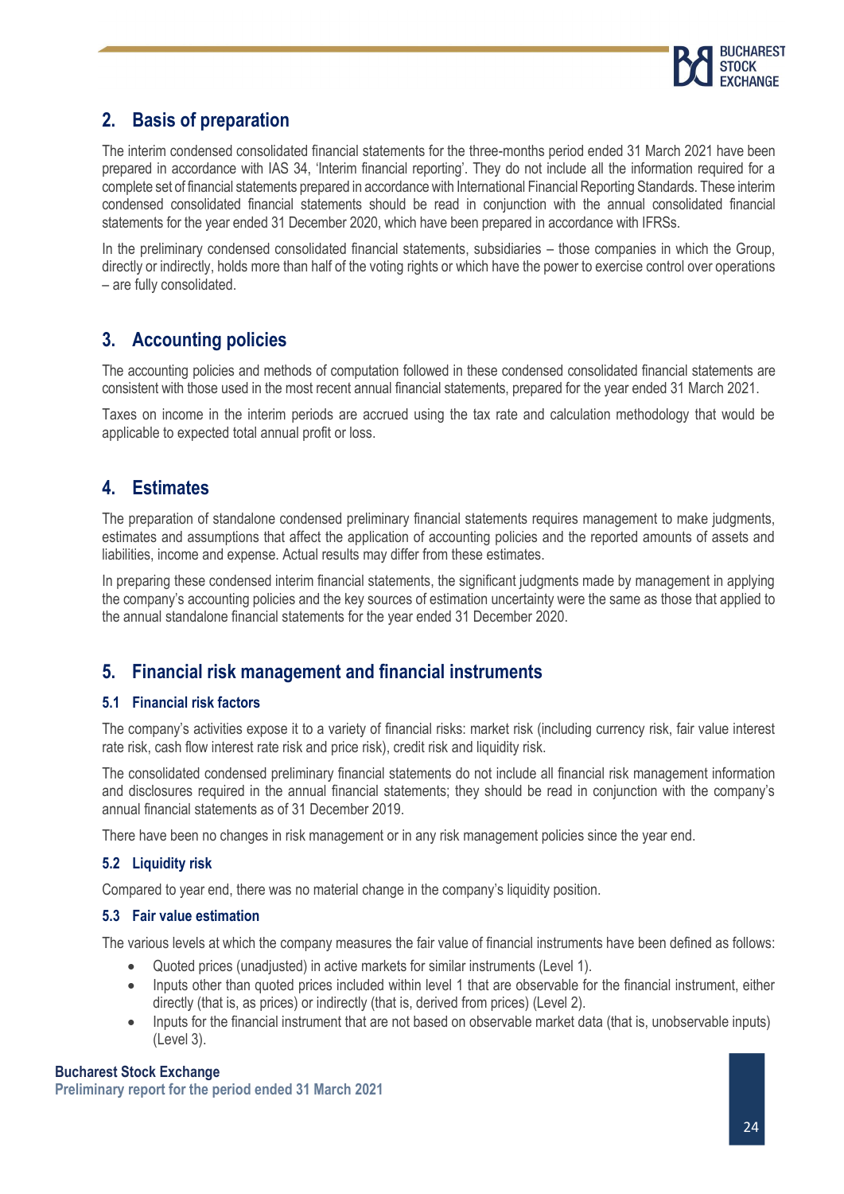## 2. Basis of preparation

The interim condensed consolidated financial statements for the three-months period ended 31 March 2021 have been prepared in accordance with IAS 34, 'Interim financial reporting'. They do not include all the information required for a complete set of financial statements prepared in accordance with International Financial Reporting Standards. These interim condensed consolidated financial statements should be read in conjunction with the annual consolidated financial statements for the year ended 31 December 2020, which have been prepared in accordance with IFRSs.

In the preliminary condensed consolidated financial statements, subsidiaries – those companies in which the Group, directly or indirectly, holds more than half of the voting rights or which have the power to exercise control over operations – are fully consolidated.

## 3. Accounting policies

The accounting policies and methods of computation followed in these condensed consolidated financial statements are consistent with those used in the most recent annual financial statements, prepared for the year ended 31 March 2021.

Taxes on income in the interim periods are accrued using the tax rate and calculation methodology that would be applicable to expected total annual profit or loss.

## 4. Estimates

The preparation of standalone condensed preliminary financial statements requires management to make judgments, estimates and assumptions that affect the application of accounting policies and the reported amounts of assets and liabilities, income and expense. Actual results may differ from these estimates.

In preparing these condensed interim financial statements, the significant judgments made by management in applying the company's accounting policies and the key sources of estimation uncertainty were the same as those that applied to the annual standalone financial statements for the year ended 31 December 2020.

## 5. Financial risk management and financial instruments

### 5.1 Financial risk factors

The company's activities expose it to a variety of financial risks: market risk (including currency risk, fair value interest rate risk, cash flow interest rate risk and price risk), credit risk and liquidity risk.

The consolidated condensed preliminary financial statements do not include all financial risk management information and disclosures required in the annual financial statements; they should be read in conjunction with the company's annual financial statements as of 31 December 2019.

There have been no changes in risk management or in any risk management policies since the year end.

### 5.2 Liquidity risk

Compared to year end, there was no material change in the company's liquidity position.

### 5.3 Fair value estimation

The various levels at which the company measures the fair value of financial instruments have been defined as follows:

- Quoted prices (unadjusted) in active markets for similar instruments (Level 1).
- Inputs other than quoted prices included within level 1 that are observable for the financial instrument, either directly (that is, as prices) or indirectly (that is, derived from prices) (Level 2).
- Inputs for the financial instrument that are not based on observable market data (that is, unobservable inputs) (Level 3).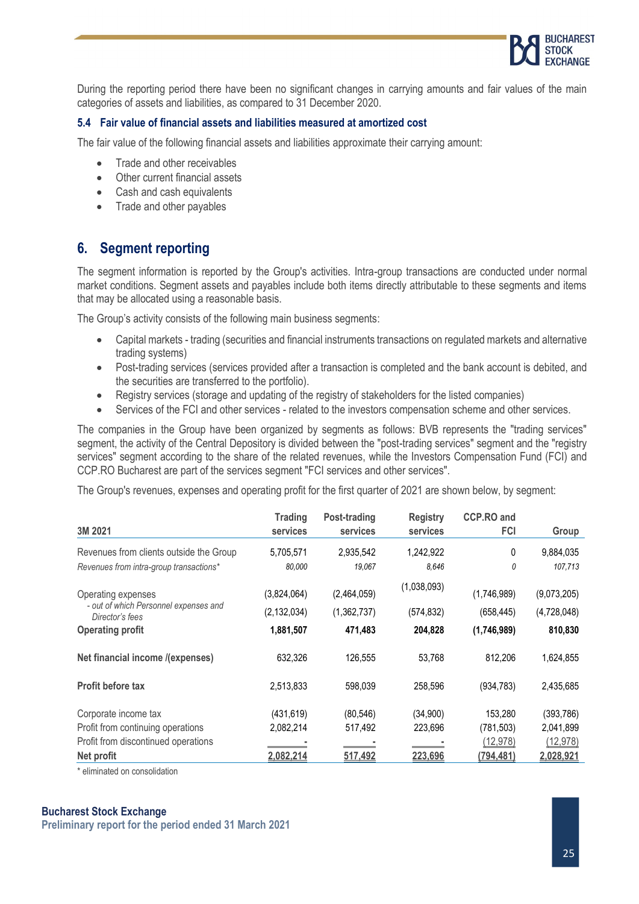During the reporting period there have been no significant changes in carrying amounts and fair values of the main categories of assets and liabilities, as compared to 31 December 2020.

### 5.4 Fair value of financial assets and liabilities measured at amortized cost

The fair value of the following financial assets and liabilities approximate their carrying amount:

- Trade and other receivables
- Other current financial assets
- Cash and cash equivalents
- Trade and other payables

## 6. Segment reporting

The segment information is reported by the Group's activities. Intra-group transactions are conducted under normal market conditions. Segment assets and payables include both items directly attributable to these segments and items that may be allocated using a reasonable basis.

The Group's activity consists of the following main business segments:

- Capital markets - trading (securities and financial instruments transactions on regulated markets and alternative trading systems)
- Post-trading services (services provided after a transaction is completed and the bank account is debited, and the securities are transferred to the portfolio).
- Registry services (storage and updating of the registry of stakeholders for the listed companies)
- Services of the FCI and other services - related to the investors compensation scheme and other services.

The companies in the Group have been organized by segments as follows: BVB represents the "trading services" segment, the activity of the Central Depository is divided between the "post-trading services" segment and the "registry services" segment according to the share of the related revenues, while the Investors Compensation Fund (FCI) and CCP.RO Bucharest are part of the services segment "FCI services and other services".

The Group's revenues, expenses and operating profit for the first quarter of 2021 are shown below, by segment:

| 3M 2021 | Trading services | Post-trading services | Registry services | CCP.RO and FCI | Group |
|---|---|---|---|---|---|
| Revenues from clients outside the Group | 5,705,571 | 2,935,542 | 1,242,922 | 0 | 9,884,035 |
| *Revenues from intra-group transactions** | *80,000* | *19,067* | *8,646* | *0* | *107,713* |
| Operating expenses | (3,824,064) | (2,464,059) | (1,038,093) | (1,746,989) | (9,073,205) |
| *- out of which Personnel expenses and Director's fees* | (2,132,034) | (1,362,737) | (574,832) | (658,445) | (4,728,048) |
| **Operating profit** | **1,881,507** | **471,483** | **204,828** | **(1,746,989)** | **810,830** |
| **Net financial income /(expenses)** | 632,326 | 126,555 | 53,768 | 812,206 | 1,624,855 |
| **Profit before tax** | 2,513,833 | 598,039 | 258,596 | (934,783) | 2,435,685 |
| Corporate income tax | (431,619) | (80,546) | (34,900) | 153,280 | (393,786) |
| Profit from continuing operations | 2,082,214 | 517,492 | 223,696 | (781,503) | 2,041,899 |
| Profit from discontinued operations | - | - | - | (12,978) | (12,978) |
| **Net profit** | **2,082,214** | **517,492** | **223,696** | **(794,481)** | **2,028,921** |

\* eliminated on consolidation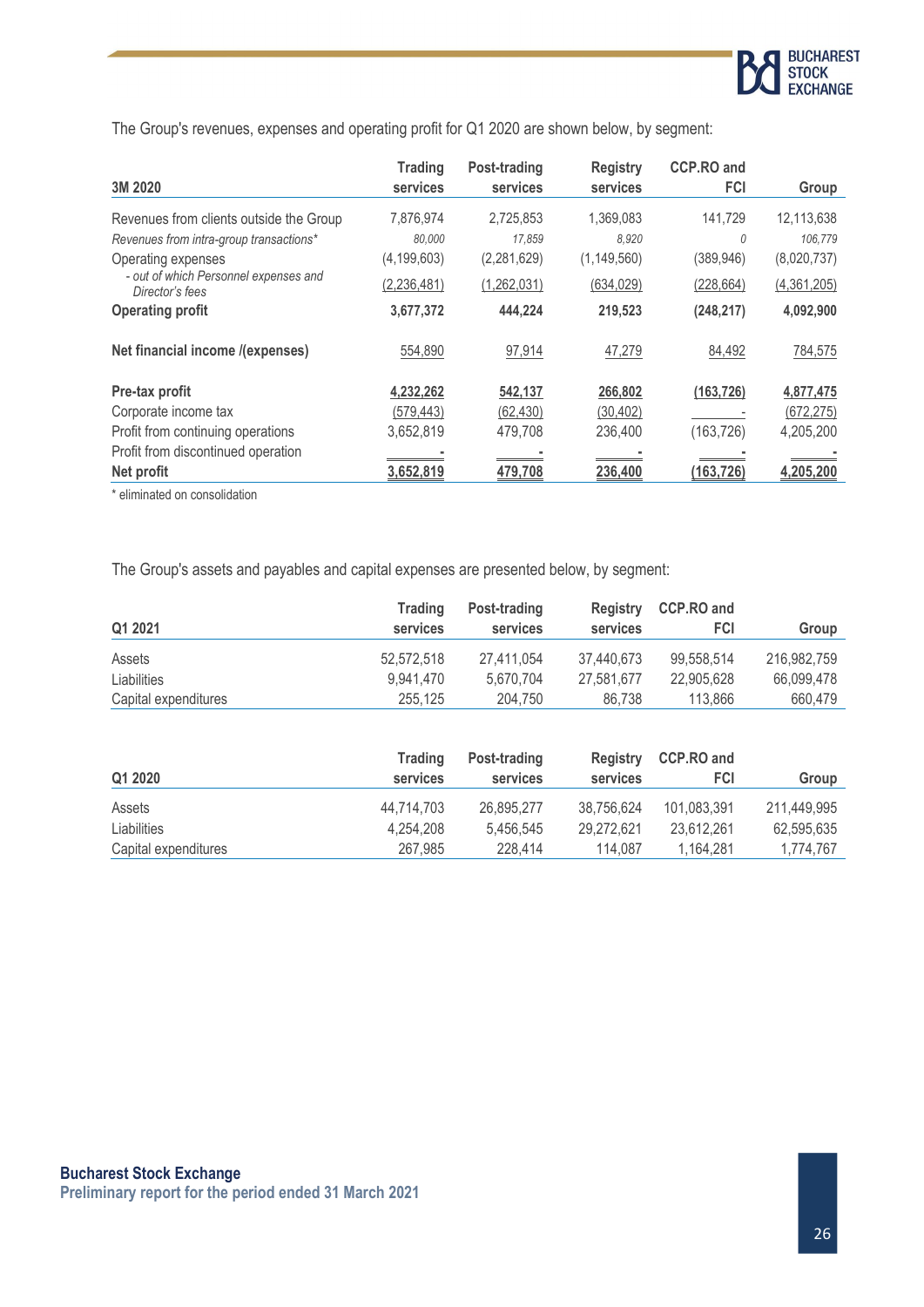The Group's revenues, expenses and operating profit for Q1 2020 are shown below, by segment:

| 3M 2020 | Trading services | Post-trading services | Registry services | CCP.RO and FCI | Group |
|---|---|---|---|---|---|
| Revenues from clients outside the Group | 7,876,974 | 2,725,853 | 1,369,083 | 141,729 | 12,113,638 |
| *Revenues from intra-group transactions** | *80,000* | *17,859* | *8,920* | *0* | *106,779* |
| Operating expenses | (4,199,603) | (2,281,629) | (1,149,560) | (389,946) | (8,020,737) |
| *- out of which Personnel expenses and Director's fees* | (2,236,481) | (1,262,031) | (634,029) | (228,664) | (4,361,205) |
| **Operating profit** | **3,677,372** | **444,224** | **219,523** | **(248,217)** | **4,092,900** |
| **Net financial income /(expenses)** | 554,890 | 97,914 | 47,279 | 84,492 | 784,575 |
| **Pre-tax profit** | **4,232,262** | **542,137** | **266,802** | **(163,726)** | **4,877,475** |
| Corporate income tax | (579,443) | (62,430) | (30,402) | - | (672,275) |
| Profit from continuing operations | 3,652,819 | 479,708 | 236,400 | (163,726) | 4,205,200 |
| Profit from discontinued operation | - | - | - | - | - |
| **Net profit** | **3,652,819** | **479,708** | **236,400** | **(163,726)** | **4,205,200** |

\* eliminated on consolidation

The Group's assets and payables and capital expenses are presented below, by segment:

| Q1 2021 | Trading services | Post-trading services | Registry services | CCP.RO and FCI | Group |
|---|---|---|---|---|---|
| Assets | 52,572,518 | 27,411,054 | 37,440,673 | 99,558,514 | 216,982,759 |
| Liabilities | 9,941,470 | 5,670,704 | 27,581,677 | 22,905,628 | 66,099,478 |
| Capital expenditures | 255,125 | 204,750 | 86,738 | 113,866 | 660,479 |

| Q1 2020 | Trading services | Post-trading services | Registry services | CCP.RO and FCI | Group |
|---|---|---|---|---|---|
| Assets | 44,714,703 | 26,895,277 | 38,756,624 | 101,083,391 | 211,449,995 |
| Liabilities | 4,254,208 | 5,456,545 | 29,272,621 | 23,612,261 | 62,595,635 |
| Capital expenditures | 267,985 | 228,414 | 114,087 | 1,164,281 | 1,774,767 |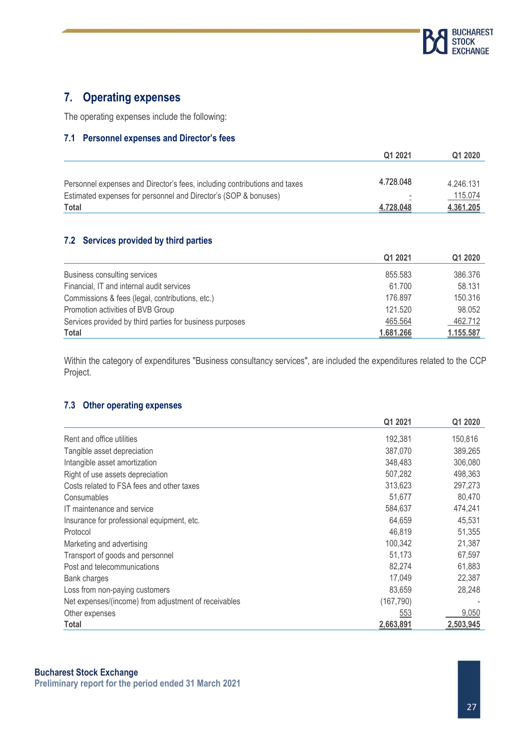## 7. Operating expenses

The operating expenses include the following:

### 7.1 Personnel expenses and Director's fees

| | Q1 2021 | Q1 2020 |
|---|---|---|
| Personnel expenses and Director's fees, including contributions and taxes | 4.728.048 | 4.246.131 |
| Estimated expenses for personnel and Director's (SOP & bonuses) | - | 115.074 |
| **Total** | **4.728.048** | **4.361.205** |

### 7.2 Services provided by third parties

| | Q1 2021 | Q1 2020 |
|---|---|---|
| Business consulting services | 855.583 | 386.376 |
| Financial, IT and internal audit services | 61.700 | 58.131 |
| Commissions & fees (legal, contributions, etc.) | 176.897 | 150.316 |
| Promotion activities of BVB Group | 121.520 | 98.052 |
| Services provided by third parties for business purposes | 465.564 | 462.712 |
| **Total** | **1.681.266** | **1.155.587** |

Within the category of expenditures "Business consultancy services", are included the expenditures related to the CCP Project.

### 7.3 Other operating expenses

| | Q1 2021 | Q1 2020 |
|---|---|---|
| Rent and office utilities | 192,381 | 150,816 |
| Tangible asset depreciation | 387,070 | 389,265 |
| Intangible asset amortization | 348,483 | 306,080 |
| Right of use assets depreciation | 507,282 | 498,363 |
| Costs related to FSA fees and other taxes | 313,623 | 297,273 |
| Consumables | 51,677 | 80,470 |
| IT maintenance and service | 584,637 | 474,241 |
| Insurance for professional equipment, etc. | 64,659 | 45,531 |
| Protocol | 46,819 | 51,355 |
| Marketing and advertising | 100,342 | 21,387 |
| Transport of goods and personnel | 51,173 | 67,597 |
| Post and telecommunications | 82,274 | 61,883 |
| Bank charges | 17,049 | 22,387 |
| Loss from non-paying customers | 83,659 | 28,248 |
| Net expenses/(income) from adjustment of receivables | (167,790) | - |
| Other expenses | 553 | 9,050 |
| **Total** | **2,663,891** | **2,503,945** |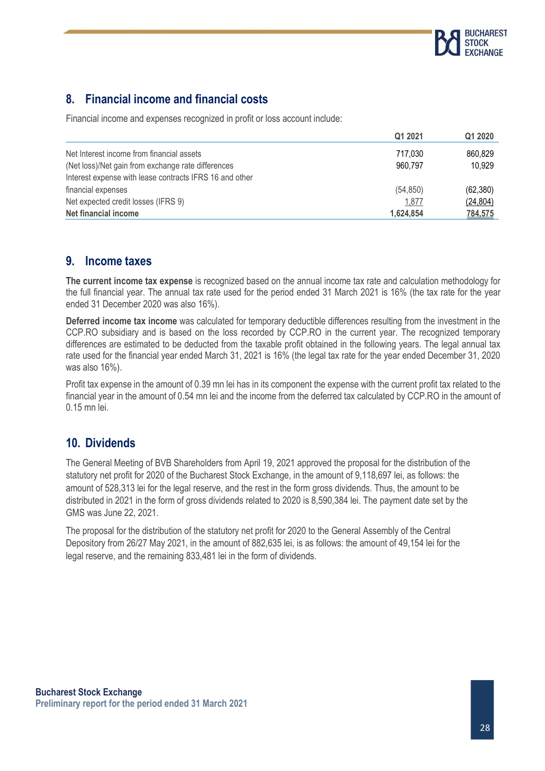## 8. Financial income and financial costs

Financial income and expenses recognized in profit or loss account include:

| | Q1 2021 | Q1 2020 |
|---|---|---|
| Net Interest income from financial assets | 717,030 | 860,829 |
| (Net loss)/Net gain from exchange rate differences | 960,797 | 10,929 |
| Interest expense with lease contracts IFRS 16 and other financial expenses | (54,850) | (62,380) |
| Net expected credit losses (IFRS 9) | 1,877 | (24,804) |
| **Net financial income** | **1,624,854** | **784,575** |

## 9. Income taxes

**The current income tax expense** is recognized based on the annual income tax rate and calculation methodology for the full financial year. The annual tax rate used for the period ended 31 March 2021 is 16% (the tax rate for the year ended 31 December 2020 was also 16%).

**Deferred income tax income** was calculated for temporary deductible differences resulting from the investment in the CCP.RO subsidiary and is based on the loss recorded by CCP.RO in the current year. The recognized temporary differences are estimated to be deducted from the taxable profit obtained in the following years. The legal annual tax rate used for the financial year ended March 31, 2021 is 16% (the legal tax rate for the year ended December 31, 2020 was also 16%).

Profit tax expense in the amount of 0.39 mn lei has in its component the expense with the current profit tax related to the financial year in the amount of 0.54 mn lei and the income from the deferred tax calculated by CCP.RO in the amount of 0.15 mn lei.

## 10. Dividends

The General Meeting of BVB Shareholders from April 19, 2021 approved the proposal for the distribution of the statutory net profit for 2020 of the Bucharest Stock Exchange, in the amount of 9,118,697 lei, as follows: the amount of 528,313 lei for the legal reserve, and the rest in the form gross dividends. Thus, the amount to be distributed in 2021 in the form of gross dividends related to 2020 is 8,590,384 lei. The payment date set by the GMS was June 22, 2021.

The proposal for the distribution of the statutory net profit for 2020 to the General Assembly of the Central Depository from 26/27 May 2021, in the amount of 882,635 lei, is as follows: the amount of 49,154 lei for the legal reserve, and the remaining 833,481 lei in the form of dividends.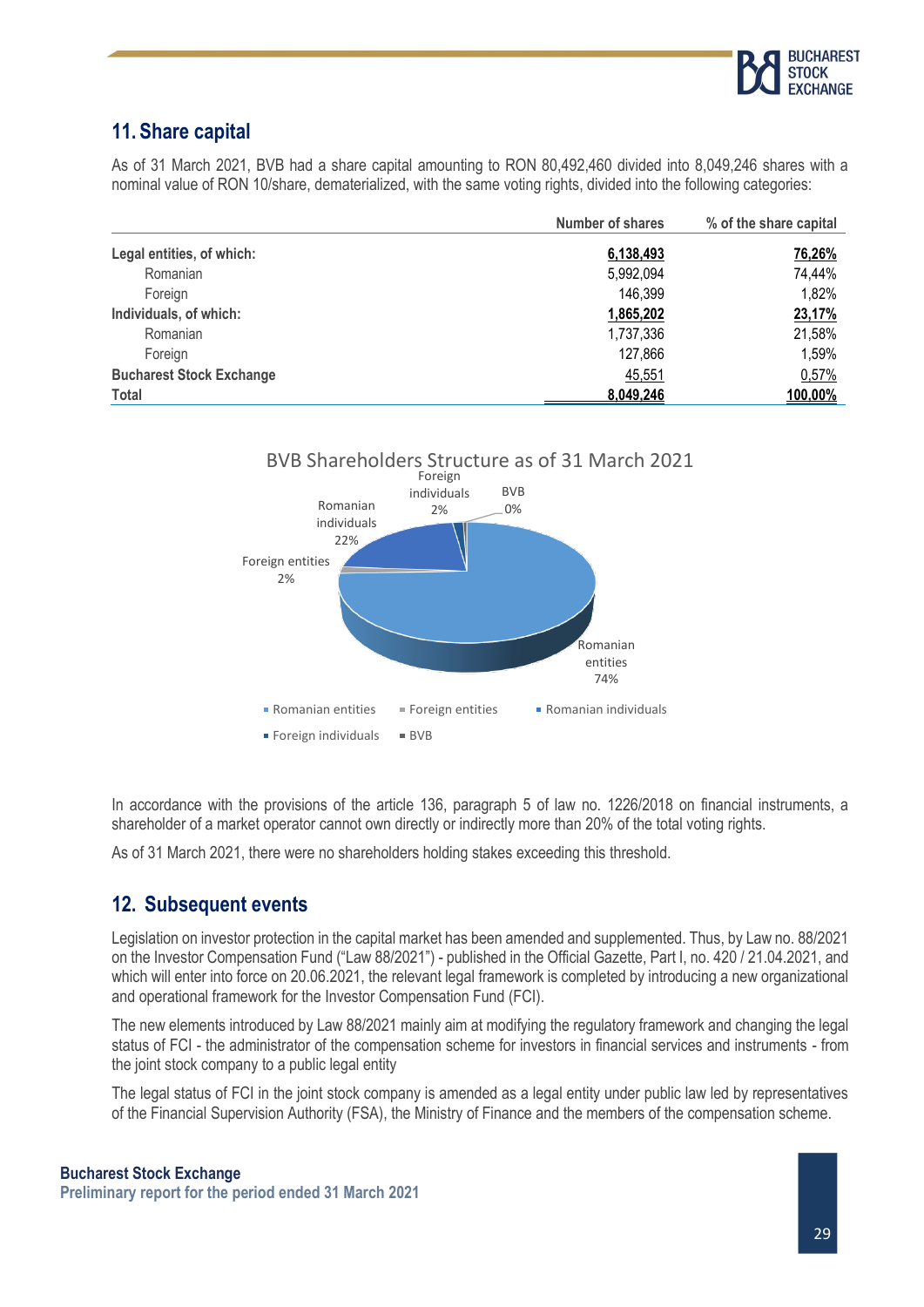## 11. Share capital

As of 31 March 2021, BVB had a share capital amounting to RON 80,492,460 divided into 8,049,246 shares with a nominal value of RON 10/share, dematerialized, with the same voting rights, divided into the following categories:

| | Number of shares | % of the share capital |
|---|---|---|
| **Legal entities, of which:** | **6,138,493** | **76,26%** |
| Romanian | 5,992,094 | 74,44% |
| Foreign | 146,399 | 1,82% |
| **Individuals, of which:** | **1,865,202** | **23,17%** |
| Romanian | 1,737,336 | 21,58% |
| Foreign | 127,866 | 1,59% |
| **Bucharest Stock Exchange** | 45,551 | 0,57% |
| **Total** | **8,049,246** | **100,00%** |

BVB Shareholders Structure as of 31 March 2021

Romanian entities 74%; Foreign entities 2%; Romanian individuals 22%; Foreign individuals 2%; BVB 0%

In accordance with the provisions of the article 136, paragraph 5 of law no. 1226/2018 on financial instruments, a shareholder of a market operator cannot own directly or indirectly more than 20% of the total voting rights.

As of 31 March 2021, there were no shareholders holding stakes exceeding this threshold.

## 12. Subsequent events

Legislation on investor protection in the capital market has been amended and supplemented. Thus, by Law no. 88/2021 on the Investor Compensation Fund ("Law 88/2021") - published in the Official Gazette, Part I, no. 420 / 21.04.2021, and which will enter into force on 20.06.2021, the relevant legal framework is completed by introducing a new organizational and operational framework for the Investor Compensation Fund (FCI).

The new elements introduced by Law 88/2021 mainly aim at modifying the regulatory framework and changing the legal status of FCI - the administrator of the compensation scheme for investors in financial services and instruments - from the joint stock company to a public legal entity

The legal status of FCI in the joint stock company is amended as a legal entity under public law led by representatives of the Financial Supervision Authority (FSA), the Ministry of Finance and the members of the compensation scheme.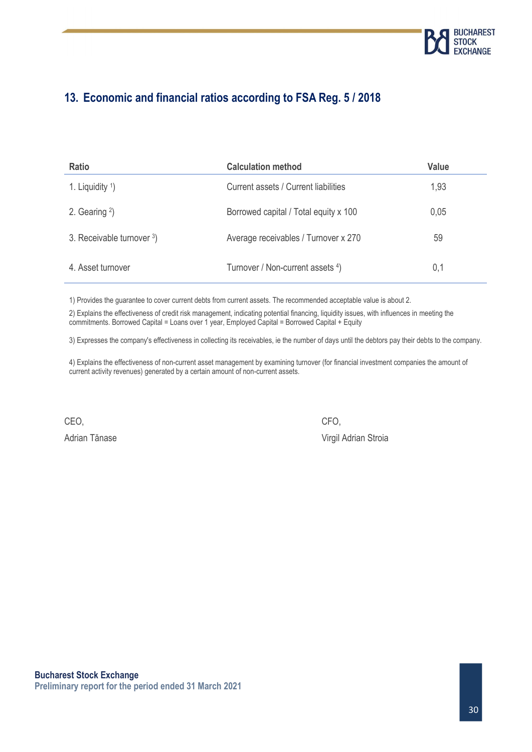## 13. Economic and financial ratios according to FSA Reg. 5 / 2018

| Ratio | Calculation method | Value |
|---|---|---|
| 1. Liquidity [1]) | Current assets / Current liabilities | 1,93 |
| 2. Gearing [2]) | Borrowed capital / Total equity x 100 | 0,05 |
| 3. Receivable turnover [3]) | Average receivables / Turnover x 270 | 59 |
| 4. Asset turnover | Turnover / Non-current assets [4]) | 0,1 |

1) Provides the guarantee to cover current debts from current assets. The recommended acceptable value is about 2.

2) Explains the effectiveness of credit risk management, indicating potential financing, liquidity issues, with influences in meeting the commitments. Borrowed Capital = Loans over 1 year, Employed Capital = Borrowed Capital + Equity

3) Expresses the company's effectiveness in collecting its receivables, ie the number of days until the debtors pay their debts to the company.

4) Explains the effectiveness of non-current asset management by examining turnover (for financial investment companies the amount of current activity revenues) generated by a certain amount of non-current assets.

CEO,

Adrian Tănase

CFO,

Virgil Adrian Stroia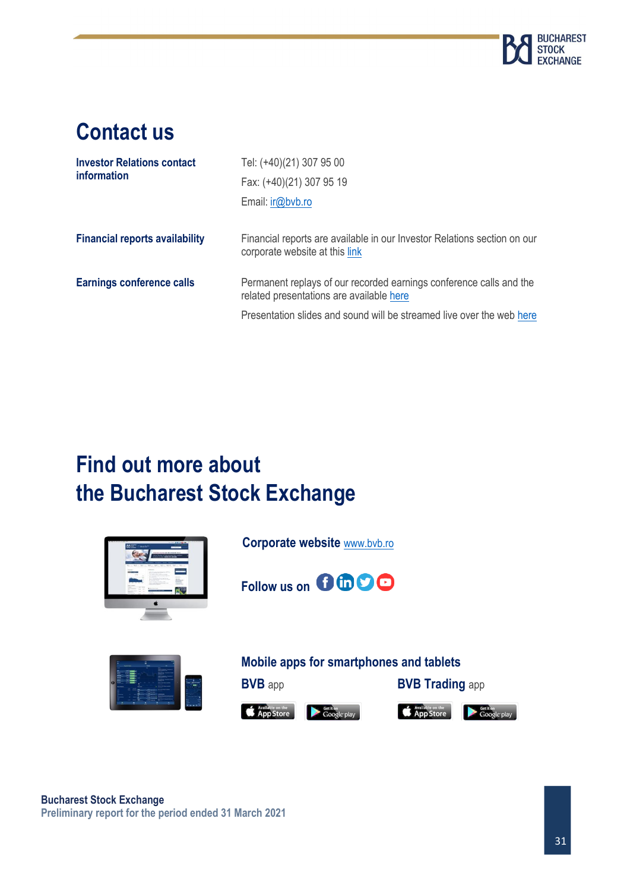# Contact us

**Investor Relations contact information**

Tel: (+40)(21) 307 95 00

Fax: (+40)(21) 307 95 19

Email: ir@bvb.ro

**Financial reports availability**

Financial reports are available in our Investor Relations section on our corporate website at this link

**Earnings conference calls**

Permanent replays of our recorded earnings conference calls and the related presentations are available here

Presentation slides and sound will be streamed live over the web here

# Find out more about the Bucharest Stock Exchange

**Corporate website** www.bvb.ro

**Follow us on**

**Mobile apps for smartphones and tablets**

**BVB** app

Available on the App Store | Get it on Google play

**BVB Trading** app

Available on the App Store | Get it on Google play

**Bucharest Stock Exchange**
**Preliminary report for the period ended 31 March 2021**